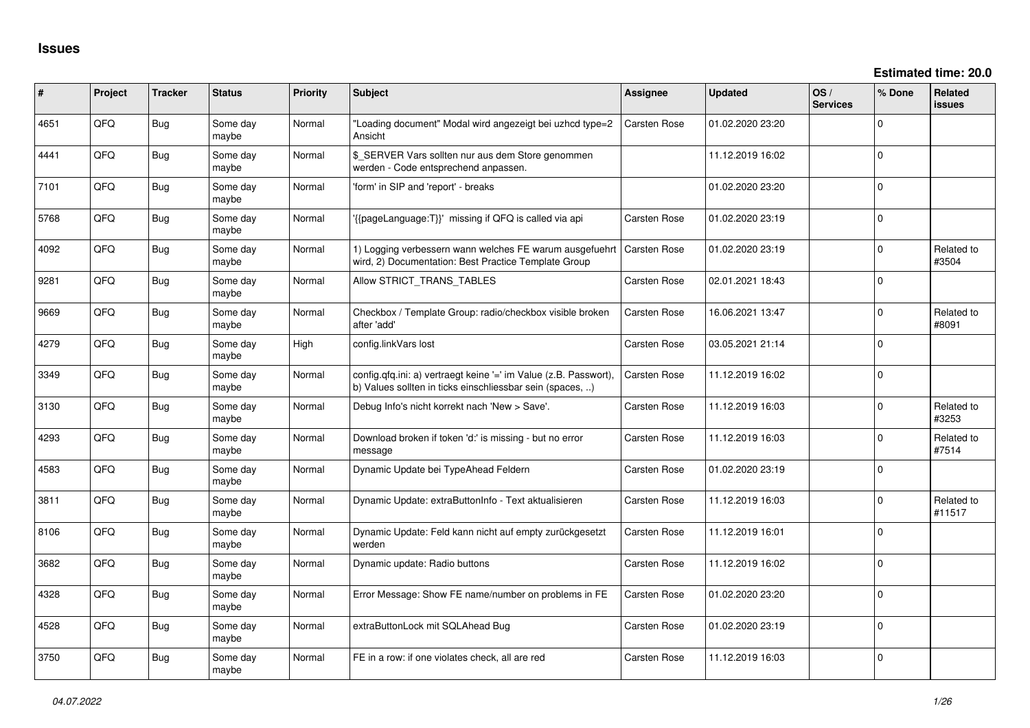# Issues

**Estimated time: 20.0**

| # | Project | Tracker | Status | Priority | Subject | Assignee | Updated | OS / Services | % Done | Related issues |
|---|---|---|---|---|---|---|---|---|---|---|
| 4651 | QFQ | Bug | Some day maybe | Normal | "Loading document" Modal wird angezeigt bei uzhcd type=2 Ansicht | Carsten Rose | 01.02.2020 23:20 | | 0 | |
| 4441 | QFQ | Bug | Some day maybe | Normal | $_SERVER Vars sollten nur aus dem Store genommen werden - Code entsprechend anpassen. | | 11.12.2019 16:02 | | 0 | |
| 7101 | QFQ | Bug | Some day maybe | Normal | 'form' in SIP and 'report' - breaks | | 01.02.2020 23:20 | | 0 | |
| 5768 | QFQ | Bug | Some day maybe | Normal | '{{pageLanguage:T}}' missing if QFQ is called via api | Carsten Rose | 01.02.2020 23:19 | | 0 | |
| 4092 | QFQ | Bug | Some day maybe | Normal | 1) Logging verbessern wann welches FE warum ausgefuehrt wird, 2) Documentation: Best Practice Template Group | Carsten Rose | 01.02.2020 23:19 | | 0 | Related to #3504 |
| 9281 | QFQ | Bug | Some day maybe | Normal | Allow STRICT_TRANS_TABLES | Carsten Rose | 02.01.2021 18:43 | | 0 | |
| 9669 | QFQ | Bug | Some day maybe | Normal | Checkbox / Template Group: radio/checkbox visible broken after 'add' | Carsten Rose | 16.06.2021 13:47 | | 0 | Related to #8091 |
| 4279 | QFQ | Bug | Some day maybe | High | config.linkVars lost | Carsten Rose | 03.05.2021 21:14 | | 0 | |
| 3349 | QFQ | Bug | Some day maybe | Normal | config.qfq.ini: a) vertraegt keine '=' im Value (z.B. Passwort), b) Values sollten in ticks einschliessbar sein (spaces, ..) | Carsten Rose | 11.12.2019 16:02 | | 0 | |
| 3130 | QFQ | Bug | Some day maybe | Normal | Debug Info's nicht korrekt nach 'New > Save'. | Carsten Rose | 11.12.2019 16:03 | | 0 | Related to #3253 |
| 4293 | QFQ | Bug | Some day maybe | Normal | Download broken if token 'd:' is missing - but no error message | Carsten Rose | 11.12.2019 16:03 | | 0 | Related to #7514 |
| 4583 | QFQ | Bug | Some day maybe | Normal | Dynamic Update bei TypeAhead Feldern | Carsten Rose | 01.02.2020 23:19 | | 0 | |
| 3811 | QFQ | Bug | Some day maybe | Normal | Dynamic Update: extraButtonInfo - Text aktualisieren | Carsten Rose | 11.12.2019 16:03 | | 0 | Related to #11517 |
| 8106 | QFQ | Bug | Some day maybe | Normal | Dynamic Update: Feld kann nicht auf empty zurückgesetzt werden | Carsten Rose | 11.12.2019 16:01 | | 0 | |
| 3682 | QFQ | Bug | Some day maybe | Normal | Dynamic update: Radio buttons | Carsten Rose | 11.12.2019 16:02 | | 0 | |
| 4328 | QFQ | Bug | Some day maybe | Normal | Error Message: Show FE name/number on problems in FE | Carsten Rose | 01.02.2020 23:20 | | 0 | |
| 4528 | QFQ | Bug | Some day maybe | Normal | extraButtonLock mit SQLAhead Bug | Carsten Rose | 01.02.2020 23:19 | | 0 | |
| 3750 | QFQ | Bug | Some day maybe | Normal | FE in a row: if one violates check, all are red | Carsten Rose | 11.12.2019 16:03 | | 0 | |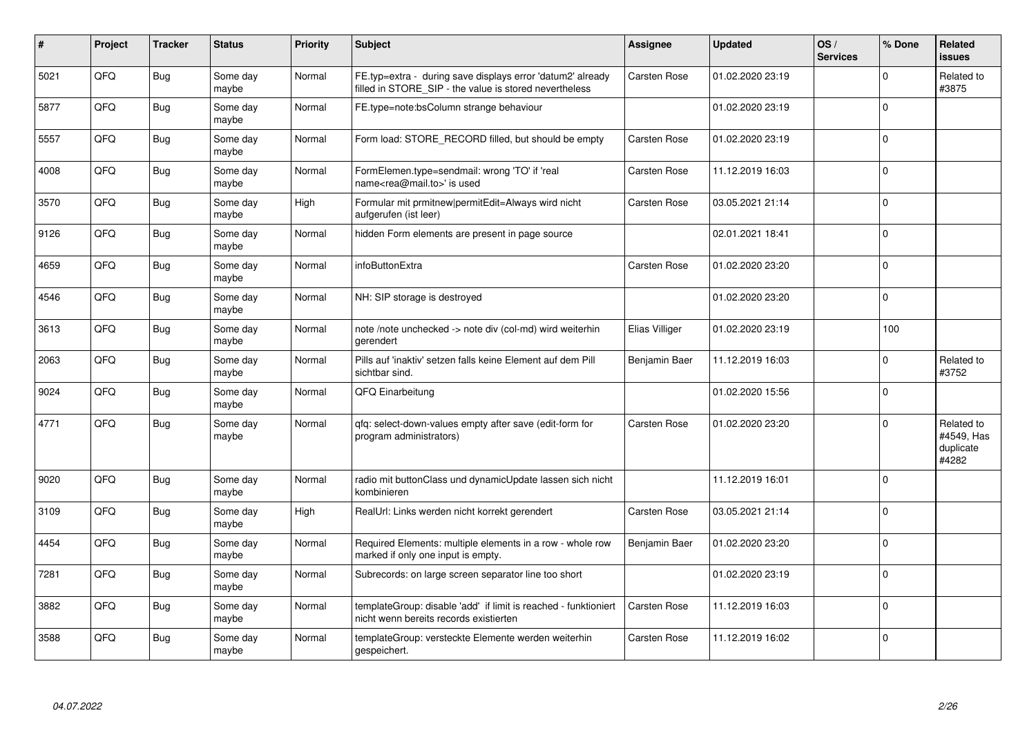| # | Project | Tracker | Status | Priority | Subject | Assignee | Updated | OS / Services | % Done | Related issues |
|---|---|---|---|---|---|---|---|---|---|---|
| 5021 | QFQ | Bug | Some day maybe | Normal | FE.typ=extra - during save displays error 'datum2' already filled in STORE_SIP - the value is stored nevertheless | Carsten Rose | 01.02.2020 23:19 | | 0 | Related to #3875 |
| 5877 | QFQ | Bug | Some day maybe | Normal | FE.type=note:bsColumn strange behaviour | | 01.02.2020 23:19 | | 0 | |
| 5557 | QFQ | Bug | Some day maybe | Normal | Form load: STORE_RECORD filled, but should be empty | Carsten Rose | 01.02.2020 23:19 | | 0 | |
| 4008 | QFQ | Bug | Some day maybe | Normal | FormElemen.type=sendmail: wrong 'TO' if 'real name<rea@mail.to>' is used | Carsten Rose | 11.12.2019 16:03 | | 0 | |
| 3570 | QFQ | Bug | Some day maybe | High | Formular mit prmitnew\|permitEdit=Always wird nicht aufgerufen (ist leer) | Carsten Rose | 03.05.2021 21:14 | | 0 | |
| 9126 | QFQ | Bug | Some day maybe | Normal | hidden Form elements are present in page source | | 02.01.2021 18:41 | | 0 | |
| 4659 | QFQ | Bug | Some day maybe | Normal | infoButtonExtra | Carsten Rose | 01.02.2020 23:20 | | 0 | |
| 4546 | QFQ | Bug | Some day maybe | Normal | NH: SIP storage is destroyed | | 01.02.2020 23:20 | | 0 | |
| 3613 | QFQ | Bug | Some day maybe | Normal | note /note unchecked -> note div (col-md) wird weiterhin gerendert | Elias Villiger | 01.02.2020 23:19 | | 100 | |
| 2063 | QFQ | Bug | Some day maybe | Normal | Pills auf 'inaktiv' setzen falls keine Element auf dem Pill sichtbar sind. | Benjamin Baer | 11.12.2019 16:03 | | 0 | Related to #3752 |
| 9024 | QFQ | Bug | Some day maybe | Normal | QFQ Einarbeitung | | 01.02.2020 15:56 | | 0 | |
| 4771 | QFQ | Bug | Some day maybe | Normal | qfq: select-down-values empty after save (edit-form for program administrators) | Carsten Rose | 01.02.2020 23:20 | | 0 | Related to #4549, Has duplicate #4282 |
| 9020 | QFQ | Bug | Some day maybe | Normal | radio mit buttonClass und dynamicUpdate lassen sich nicht kombinieren | | 11.12.2019 16:01 | | 0 | |
| 3109 | QFQ | Bug | Some day maybe | High | RealUrl: Links werden nicht korrekt gerendert | Carsten Rose | 03.05.2021 21:14 | | 0 | |
| 4454 | QFQ | Bug | Some day maybe | Normal | Required Elements: multiple elements in a row - whole row marked if only one input is empty. | Benjamin Baer | 01.02.2020 23:20 | | 0 | |
| 7281 | QFQ | Bug | Some day maybe | Normal | Subrecords: on large screen separator line too short | | 01.02.2020 23:19 | | 0 | |
| 3882 | QFQ | Bug | Some day maybe | Normal | templateGroup: disable 'add' if limit is reached - funktioniert nicht wenn bereits records existierten | Carsten Rose | 11.12.2019 16:03 | | 0 | |
| 3588 | QFQ | Bug | Some day maybe | Normal | templateGroup: versteckte Elemente werden weiterhin gespeichert. | Carsten Rose | 11.12.2019 16:02 | | 0 | |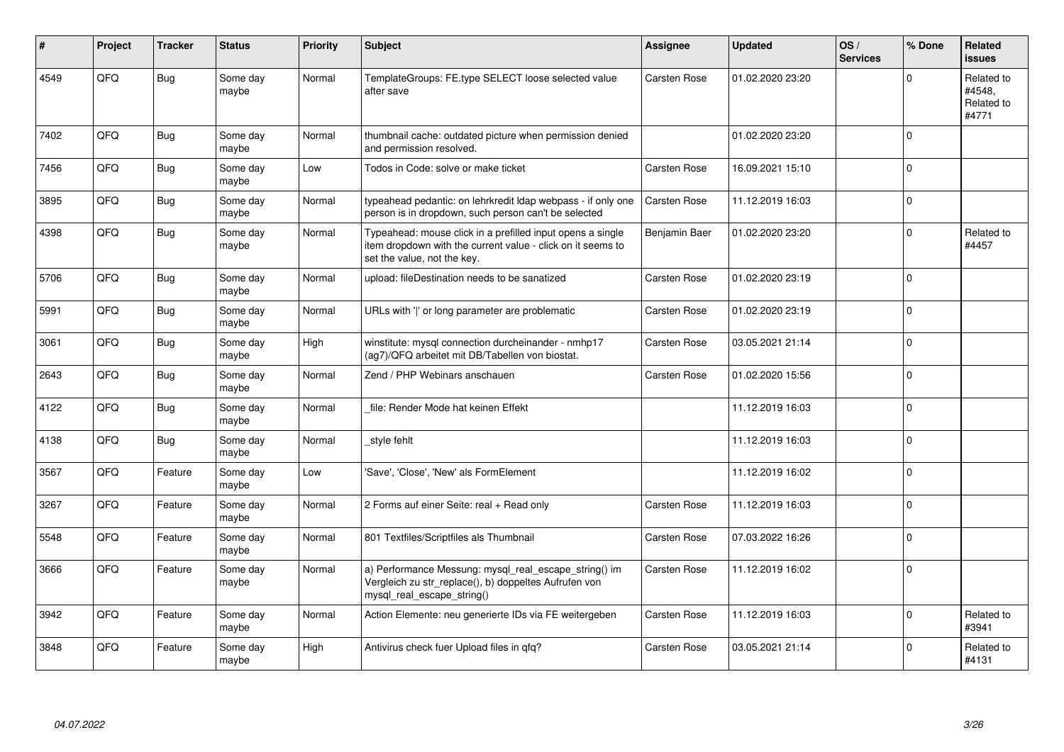| # | Project | Tracker | Status | Priority | Subject | Assignee | Updated | OS / Services | % Done | Related issues |
|---|---|---|---|---|---|---|---|---|---|---|
| 4549 | QFQ | Bug | Some day maybe | Normal | TemplateGroups: FE.type SELECT loose selected value after save | Carsten Rose | 01.02.2020 23:20 | | 0 | Related to #4548, Related to #4771 |
| 7402 | QFQ | Bug | Some day maybe | Normal | thumbnail cache: outdated picture when permission denied and permission resolved. | | 01.02.2020 23:20 | | 0 | |
| 7456 | QFQ | Bug | Some day maybe | Low | Todos in Code: solve or make ticket | Carsten Rose | 16.09.2021 15:10 | | 0 | |
| 3895 | QFQ | Bug | Some day maybe | Normal | typeahead pedantic: on lehrkredit ldap webpass - if only one person is in dropdown, such person can't be selected | Carsten Rose | 11.12.2019 16:03 | | 0 | |
| 4398 | QFQ | Bug | Some day maybe | Normal | Typeahead: mouse click in a prefilled input opens a single item dropdown with the current value - click on it seems to set the value, not the key. | Benjamin Baer | 01.02.2020 23:20 | | 0 | Related to #4457 |
| 5706 | QFQ | Bug | Some day maybe | Normal | upload: fileDestination needs to be sanatized | Carsten Rose | 01.02.2020 23:19 | | 0 | |
| 5991 | QFQ | Bug | Some day maybe | Normal | URLs with ' ' or long parameter are problematic | Carsten Rose | 01.02.2020 23:19 | | 0 | |
| 3061 | QFQ | Bug | Some day maybe | High | winstitute: mysql connection durcheinander - nmhp17 (ag7)/QFQ arbeitet mit DB/Tabellen von biostat. | Carsten Rose | 03.05.2021 21:14 | | 0 | |
| 2643 | QFQ | Bug | Some day maybe | Normal | Zend / PHP Webinars anschauen | Carsten Rose | 01.02.2020 15:56 | | 0 | |
| 4122 | QFQ | Bug | Some day maybe | Normal | _file: Render Mode hat keinen Effekt | | 11.12.2019 16:03 | | 0 | |
| 4138 | QFQ | Bug | Some day maybe | Normal | _style fehlt | | 11.12.2019 16:03 | | 0 | |
| 3567 | QFQ | Feature | Some day maybe | Low | 'Save', 'Close', 'New' als FormElement | | 11.12.2019 16:02 | | 0 | |
| 3267 | QFQ | Feature | Some day maybe | Normal | 2 Forms auf einer Seite: real + Read only | Carsten Rose | 11.12.2019 16:03 | | 0 | |
| 5548 | QFQ | Feature | Some day maybe | Normal | 801 Textfiles/Scriptfiles als Thumbnail | Carsten Rose | 07.03.2022 16:26 | | 0 | |
| 3666 | QFQ | Feature | Some day maybe | Normal | a) Performance Messung: mysql_real_escape_string() im Vergleich zu str_replace(), b) doppeltes Aufrufen von mysql_real_escape_string() | Carsten Rose | 11.12.2019 16:02 | | 0 | |
| 3942 | QFQ | Feature | Some day maybe | Normal | Action Elemente: neu generierte IDs via FE weitergeben | Carsten Rose | 11.12.2019 16:03 | | 0 | Related to #3941 |
| 3848 | QFQ | Feature | Some day maybe | High | Antivirus check fuer Upload files in qfq? | Carsten Rose | 03.05.2021 21:14 | | 0 | Related to #4131 |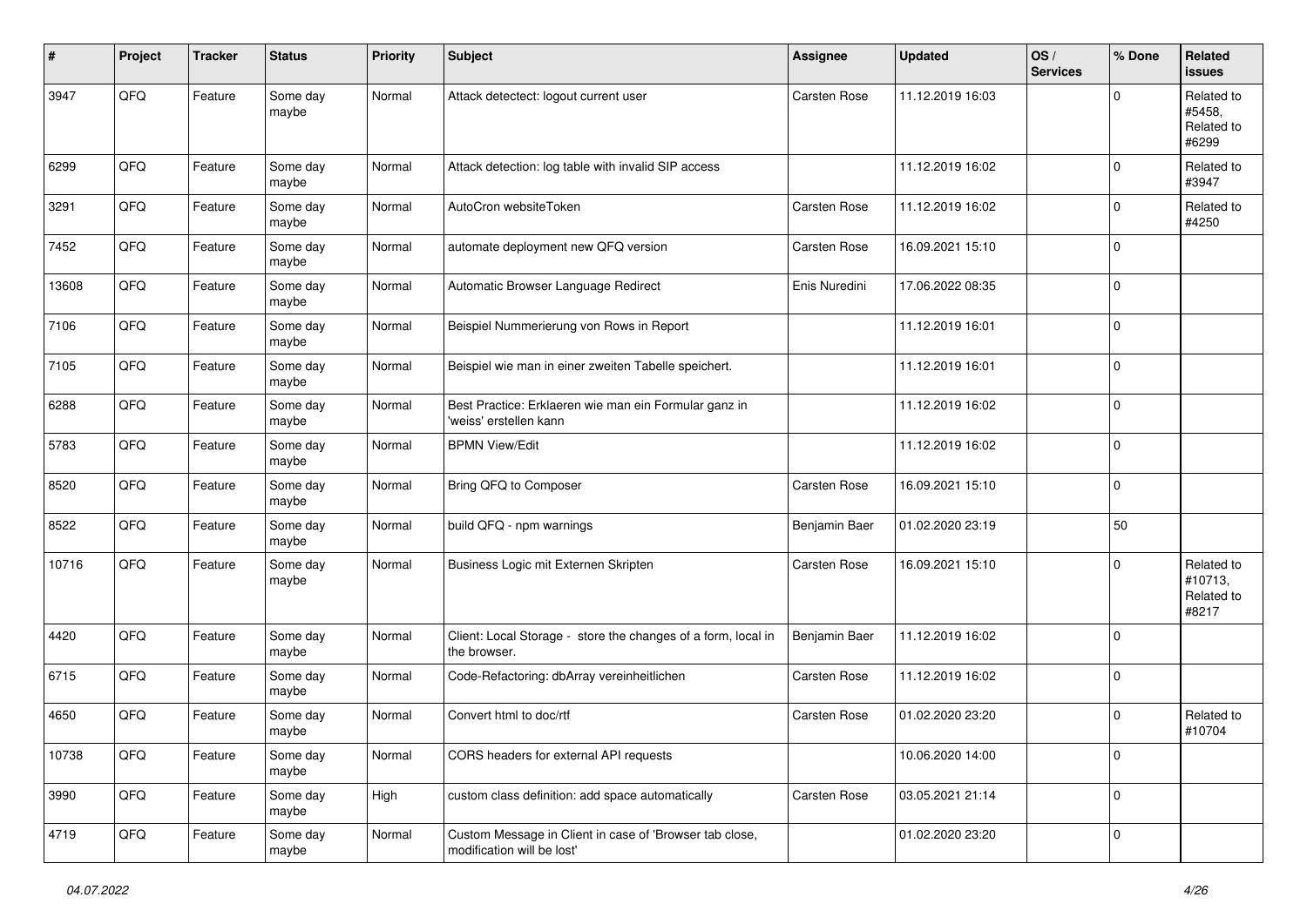| # | Project | Tracker | Status | Priority | Subject | Assignee | Updated | OS / Services | % Done | Related issues |
|---|---|---|---|---|---|---|---|---|---|---|
| 3947 | QFQ | Feature | Some day maybe | Normal | Attack detectect: logout current user | Carsten Rose | 11.12.2019 16:03 | | 0 | Related to #5458, Related to #6299 |
| 6299 | QFQ | Feature | Some day maybe | Normal | Attack detection: log table with invalid SIP access | | 11.12.2019 16:02 | | 0 | Related to #3947 |
| 3291 | QFQ | Feature | Some day maybe | Normal | AutoCron websiteToken | Carsten Rose | 11.12.2019 16:02 | | 0 | Related to #4250 |
| 7452 | QFQ | Feature | Some day maybe | Normal | automate deployment new QFQ version | Carsten Rose | 16.09.2021 15:10 | | 0 | |
| 13608 | QFQ | Feature | Some day maybe | Normal | Automatic Browser Language Redirect | Enis Nuredini | 17.06.2022 08:35 | | 0 | |
| 7106 | QFQ | Feature | Some day maybe | Normal | Beispiel Nummerierung von Rows in Report | | 11.12.2019 16:01 | | 0 | |
| 7105 | QFQ | Feature | Some day maybe | Normal | Beispiel wie man in einer zweiten Tabelle speichert. | | 11.12.2019 16:01 | | 0 | |
| 6288 | QFQ | Feature | Some day maybe | Normal | Best Practice: Erklaeren wie man ein Formular ganz in 'weiss' erstellen kann | | 11.12.2019 16:02 | | 0 | |
| 5783 | QFQ | Feature | Some day maybe | Normal | BPMN View/Edit | | 11.12.2019 16:02 | | 0 | |
| 8520 | QFQ | Feature | Some day maybe | Normal | Bring QFQ to Composer | Carsten Rose | 16.09.2021 15:10 | | 0 | |
| 8522 | QFQ | Feature | Some day maybe | Normal | build QFQ - npm warnings | Benjamin Baer | 01.02.2020 23:19 | | 50 | |
| 10716 | QFQ | Feature | Some day maybe | Normal | Business Logic mit Externen Skripten | Carsten Rose | 16.09.2021 15:10 | | 0 | Related to #10713, Related to #8217 |
| 4420 | QFQ | Feature | Some day maybe | Normal | Client: Local Storage - store the changes of a form, local in the browser. | Benjamin Baer | 11.12.2019 16:02 | | 0 | |
| 6715 | QFQ | Feature | Some day maybe | Normal | Code-Refactoring: dbArray vereinheitlichen | Carsten Rose | 11.12.2019 16:02 | | 0 | |
| 4650 | QFQ | Feature | Some day maybe | Normal | Convert html to doc/rtf | Carsten Rose | 01.02.2020 23:20 | | 0 | Related to #10704 |
| 10738 | QFQ | Feature | Some day maybe | Normal | CORS headers for external API requests | | 10.06.2020 14:00 | | 0 | |
| 3990 | QFQ | Feature | Some day maybe | High | custom class definition: add space automatically | Carsten Rose | 03.05.2021 21:14 | | 0 | |
| 4719 | QFQ | Feature | Some day maybe | Normal | Custom Message in Client in case of 'Browser tab close, modification will be lost' | | 01.02.2020 23:20 | | 0 | |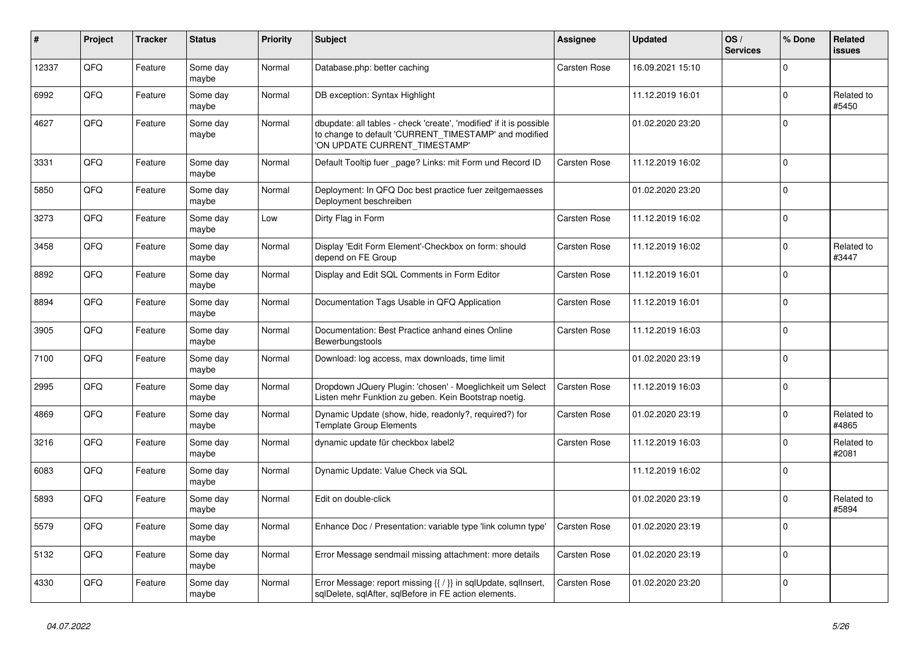| # | Project | Tracker | Status | Priority | Subject | Assignee | Updated | OS / Services | % Done | Related issues |
|---|---|---|---|---|---|---|---|---|---|---|
| 12337 | QFQ | Feature | Some day maybe | Normal | Database.php: better caching | Carsten Rose | 16.09.2021 15:10 | | 0 | |
| 6992 | QFQ | Feature | Some day maybe | Normal | DB exception: Syntax Highlight | | 11.12.2019 16:01 | | 0 | Related to #5450 |
| 4627 | QFQ | Feature | Some day maybe | Normal | dbupdate: all tables - check 'create', 'modified' if it is possible to change to default 'CURRENT_TIMESTAMP' and modified 'ON UPDATE CURRENT_TIMESTAMP' | | 01.02.2020 23:20 | | 0 | |
| 3331 | QFQ | Feature | Some day maybe | Normal | Default Tooltip fuer _page? Links: mit Form und Record ID | Carsten Rose | 11.12.2019 16:02 | | 0 | |
| 5850 | QFQ | Feature | Some day maybe | Normal | Deployment: In QFQ Doc best practice fuer zeitgemaesses Deployment beschreiben | | 01.02.2020 23:20 | | 0 | |
| 3273 | QFQ | Feature | Some day maybe | Low | Dirty Flag in Form | Carsten Rose | 11.12.2019 16:02 | | 0 | |
| 3458 | QFQ | Feature | Some day maybe | Normal | Display 'Edit Form Element'-Checkbox on form: should depend on FE Group | Carsten Rose | 11.12.2019 16:02 | | 0 | Related to #3447 |
| 8892 | QFQ | Feature | Some day maybe | Normal | Display and Edit SQL Comments in Form Editor | Carsten Rose | 11.12.2019 16:01 | | 0 | |
| 8894 | QFQ | Feature | Some day maybe | Normal | Documentation Tags Usable in QFQ Application | Carsten Rose | 11.12.2019 16:01 | | 0 | |
| 3905 | QFQ | Feature | Some day maybe | Normal | Documentation: Best Practice anhand eines Online Bewerbungstools | Carsten Rose | 11.12.2019 16:03 | | 0 | |
| 7100 | QFQ | Feature | Some day maybe | Normal | Download: log access, max downloads, time limit | | 01.02.2020 23:19 | | 0 | |
| 2995 | QFQ | Feature | Some day maybe | Normal | Dropdown JQuery Plugin: 'chosen' - Moeglichkeit um Select Listen mehr Funktion zu geben. Kein Bootstrap noetig. | Carsten Rose | 11.12.2019 16:03 | | 0 | |
| 4869 | QFQ | Feature | Some day maybe | Normal | Dynamic Update (show, hide, readonly?, required?) for Template Group Elements | Carsten Rose | 01.02.2020 23:19 | | 0 | Related to #4865 |
| 3216 | QFQ | Feature | Some day maybe | Normal | dynamic update für checkbox label2 | Carsten Rose | 11.12.2019 16:03 | | 0 | Related to #2081 |
| 6083 | QFQ | Feature | Some day maybe | Normal | Dynamic Update: Value Check via SQL | | 11.12.2019 16:02 | | 0 | |
| 5893 | QFQ | Feature | Some day maybe | Normal | Edit on double-click | | 01.02.2020 23:19 | | 0 | Related to #5894 |
| 5579 | QFQ | Feature | Some day maybe | Normal | Enhance Doc / Presentation: variable type 'link column type' | Carsten Rose | 01.02.2020 23:19 | | 0 | |
| 5132 | QFQ | Feature | Some day maybe | Normal | Error Message sendmail missing attachment: more details | Carsten Rose | 01.02.2020 23:19 | | 0 | |
| 4330 | QFQ | Feature | Some day maybe | Normal | Error Message: report missing {{ / }} in sqlUpdate, sqlInsert, sqlDelete, sqlAfter, sqlBefore in FE action elements. | Carsten Rose | 01.02.2020 23:20 | | 0 | |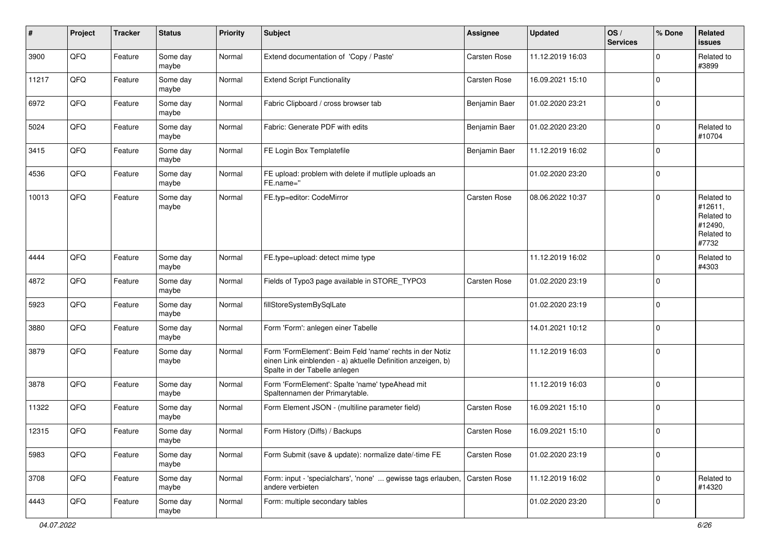| # | Project | Tracker | Status | Priority | Subject | Assignee | Updated | OS / Services | % Done | Related issues |
|---|---|---|---|---|---|---|---|---|---|---|
| 3900 | QFQ | Feature | Some day maybe | Normal | Extend documentation of 'Copy / Paste' | Carsten Rose | 11.12.2019 16:03 | | 0 | Related to #3899 |
| 11217 | QFQ | Feature | Some day maybe | Normal | Extend Script Functionality | Carsten Rose | 16.09.2021 15:10 | | 0 | |
| 6972 | QFQ | Feature | Some day maybe | Normal | Fabric Clipboard / cross browser tab | Benjamin Baer | 01.02.2020 23:21 | | 0 | |
| 5024 | QFQ | Feature | Some day maybe | Normal | Fabric: Generate PDF with edits | Benjamin Baer | 01.02.2020 23:20 | | 0 | Related to #10704 |
| 3415 | QFQ | Feature | Some day maybe | Normal | FE Login Box Templatefile | Benjamin Baer | 11.12.2019 16:02 | | 0 | |
| 4536 | QFQ | Feature | Some day maybe | Normal | FE upload: problem with delete if mutliple uploads an FE.name=" | | 01.02.2020 23:20 | | 0 | |
| 10013 | QFQ | Feature | Some day maybe | Normal | FE.typ=editor: CodeMirror | Carsten Rose | 08.06.2022 10:37 | | 0 | Related to #12611, Related to #12490, Related to #7732 |
| 4444 | QFQ | Feature | Some day maybe | Normal | FE.type=upload: detect mime type | | 11.12.2019 16:02 | | 0 | Related to #4303 |
| 4872 | QFQ | Feature | Some day maybe | Normal | Fields of Typo3 page available in STORE_TYPO3 | Carsten Rose | 01.02.2020 23:19 | | 0 | |
| 5923 | QFQ | Feature | Some day maybe | Normal | fillStoreSystemBySqlLate | | 01.02.2020 23:19 | | 0 | |
| 3880 | QFQ | Feature | Some day maybe | Normal | Form 'Form': anlegen einer Tabelle | | 14.01.2021 10:12 | | 0 | |
| 3879 | QFQ | Feature | Some day maybe | Normal | Form 'FormElement': Beim Feld 'name' rechts in der Notiz einen Link einblenden - a) aktuelle Definition anzeigen, b) Spalte in der Tabelle anlegen | | 11.12.2019 16:03 | | 0 | |
| 3878 | QFQ | Feature | Some day maybe | Normal | Form 'FormElement': Spalte 'name' typeAhead mit Spaltennamen der Primarytable. | | 11.12.2019 16:03 | | 0 | |
| 11322 | QFQ | Feature | Some day maybe | Normal | Form Element JSON - (multiline parameter field) | Carsten Rose | 16.09.2021 15:10 | | 0 | |
| 12315 | QFQ | Feature | Some day maybe | Normal | Form History (Diffs) / Backups | Carsten Rose | 16.09.2021 15:10 | | 0 | |
| 5983 | QFQ | Feature | Some day maybe | Normal | Form Submit (save & update): normalize date/-time FE | Carsten Rose | 01.02.2020 23:19 | | 0 | |
| 3708 | QFQ | Feature | Some day maybe | Normal | Form: input - 'specialchars', 'none' ... gewisse tags erlauben, andere verbieten | Carsten Rose | 11.12.2019 16:02 | | 0 | Related to #14320 |
| 4443 | QFQ | Feature | Some day maybe | Normal | Form: multiple secondary tables | | 01.02.2020 23:20 | | 0 | |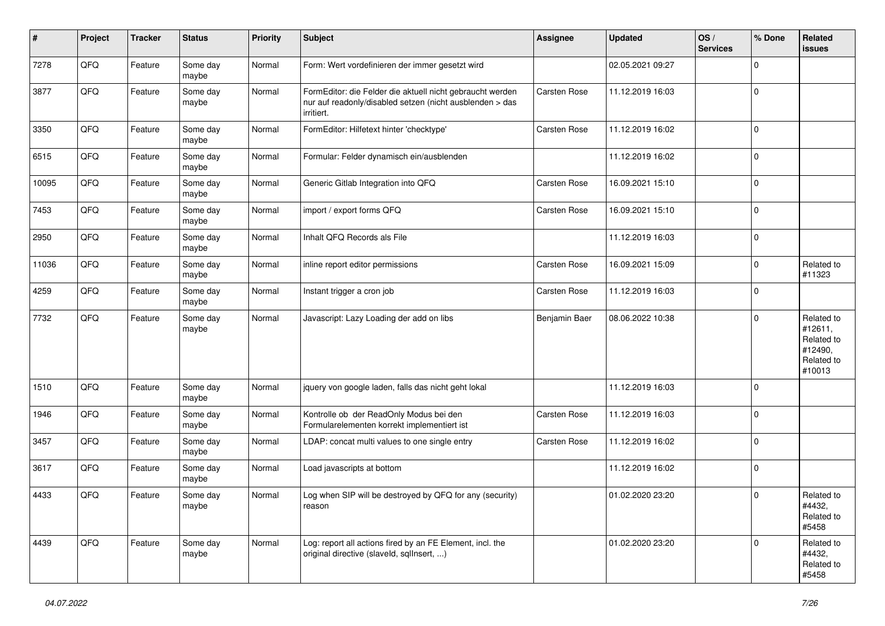| # | Project | Tracker | Status | Priority | Subject | Assignee | Updated | OS / Services | % Done | Related issues |
|---|---|---|---|---|---|---|---|---|---|---|
| 7278 | QFQ | Feature | Some day maybe | Normal | Form: Wert vordefinieren der immer gesetzt wird | | 02.05.2021 09:27 | | 0 | |
| 3877 | QFQ | Feature | Some day maybe | Normal | FormEditor: die Felder die aktuell nicht gebraucht werden nur auf readonly/disabled setzen (nicht ausblenden > das irritiert. | Carsten Rose | 11.12.2019 16:03 | | 0 | |
| 3350 | QFQ | Feature | Some day maybe | Normal | FormEditor: Hilfetext hinter 'checktype' | Carsten Rose | 11.12.2019 16:02 | | 0 | |
| 6515 | QFQ | Feature | Some day maybe | Normal | Formular: Felder dynamisch ein/ausblenden | | 11.12.2019 16:02 | | 0 | |
| 10095 | QFQ | Feature | Some day maybe | Normal | Generic Gitlab Integration into QFQ | Carsten Rose | 16.09.2021 15:10 | | 0 | |
| 7453 | QFQ | Feature | Some day maybe | Normal | import / export forms QFQ | Carsten Rose | 16.09.2021 15:10 | | 0 | |
| 2950 | QFQ | Feature | Some day maybe | Normal | Inhalt QFQ Records als File | | 11.12.2019 16:03 | | 0 | |
| 11036 | QFQ | Feature | Some day maybe | Normal | inline report editor permissions | Carsten Rose | 16.09.2021 15:09 | | 0 | Related to #11323 |
| 4259 | QFQ | Feature | Some day maybe | Normal | Instant trigger a cron job | Carsten Rose | 11.12.2019 16:03 | | 0 | |
| 7732 | QFQ | Feature | Some day maybe | Normal | Javascript: Lazy Loading der add on libs | Benjamin Baer | 08.06.2022 10:38 | | 0 | Related to #12611, Related to #12490, Related to #10013 |
| 1510 | QFQ | Feature | Some day maybe | Normal | jquery von google laden, falls das nicht geht lokal | | 11.12.2019 16:03 | | 0 | |
| 1946 | QFQ | Feature | Some day maybe | Normal | Kontrolle ob der ReadOnly Modus bei den Formularelementen korrekt implementiert ist | Carsten Rose | 11.12.2019 16:03 | | 0 | |
| 3457 | QFQ | Feature | Some day maybe | Normal | LDAP: concat multi values to one single entry | Carsten Rose | 11.12.2019 16:02 | | 0 | |
| 3617 | QFQ | Feature | Some day maybe | Normal | Load javascripts at bottom | | 11.12.2019 16:02 | | 0 | |
| 4433 | QFQ | Feature | Some day maybe | Normal | Log when SIP will be destroyed by QFQ for any (security) reason | | 01.02.2020 23:20 | | 0 | Related to #4432, Related to #5458 |
| 4439 | QFQ | Feature | Some day maybe | Normal | Log: report all actions fired by an FE Element, incl. the original directive (slaveId, sqlInsert, ...) | | 01.02.2020 23:20 | | 0 | Related to #4432, Related to #5458 |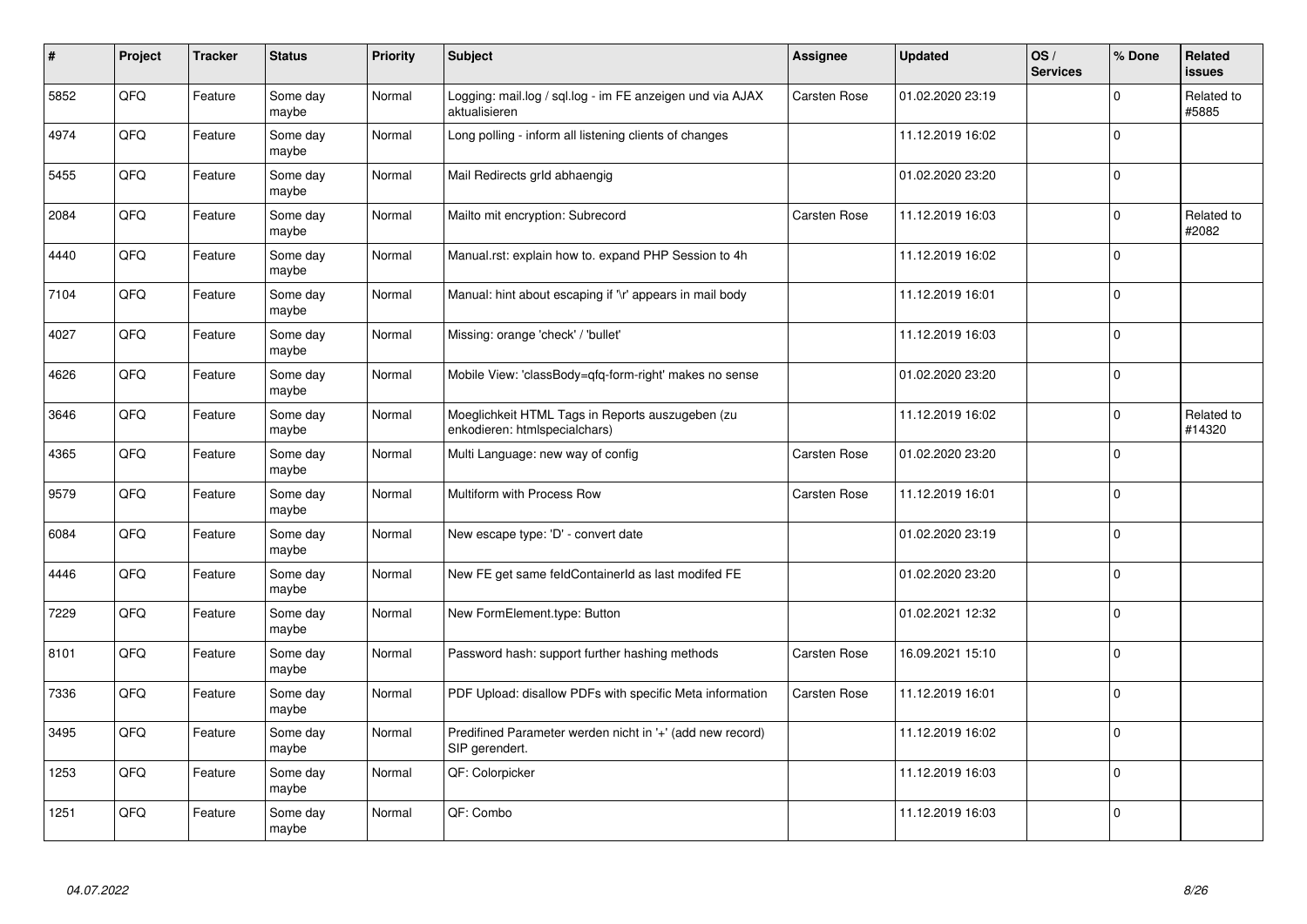| # | Project | Tracker | Status | Priority | Subject | Assignee | Updated | OS / Services | % Done | Related issues |
|---|---|---|---|---|---|---|---|---|---|---|
| 5852 | QFQ | Feature | Some day maybe | Normal | Logging: mail.log / sql.log - im FE anzeigen und via AJAX aktualisieren | Carsten Rose | 01.02.2020 23:19 | | 0 | Related to #5885 |
| 4974 | QFQ | Feature | Some day maybe | Normal | Long polling - inform all listening clients of changes | | 11.12.2019 16:02 | | 0 | |
| 5455 | QFQ | Feature | Some day maybe | Normal | Mail Redirects grId abhaengig | | 01.02.2020 23:20 | | 0 | |
| 2084 | QFQ | Feature | Some day maybe | Normal | Mailto mit encryption: Subrecord | Carsten Rose | 11.12.2019 16:03 | | 0 | Related to #2082 |
| 4440 | QFQ | Feature | Some day maybe | Normal | Manual.rst: explain how to. expand PHP Session to 4h | | 11.12.2019 16:02 | | 0 | |
| 7104 | QFQ | Feature | Some day maybe | Normal | Manual: hint about escaping if '\r' appears in mail body | | 11.12.2019 16:01 | | 0 | |
| 4027 | QFQ | Feature | Some day maybe | Normal | Missing: orange 'check' / 'bullet' | | 11.12.2019 16:03 | | 0 | |
| 4626 | QFQ | Feature | Some day maybe | Normal | Mobile View: 'classBody=qfq-form-right' makes no sense | | 01.02.2020 23:20 | | 0 | |
| 3646 | QFQ | Feature | Some day maybe | Normal | Moeglichkeit HTML Tags in Reports auszugeben (zu enkodieren: htmlspecialchars) | | 11.12.2019 16:02 | | 0 | Related to #14320 |
| 4365 | QFQ | Feature | Some day maybe | Normal | Multi Language: new way of config | Carsten Rose | 01.02.2020 23:20 | | 0 | |
| 9579 | QFQ | Feature | Some day maybe | Normal | Multiform with Process Row | Carsten Rose | 11.12.2019 16:01 | | 0 | |
| 6084 | QFQ | Feature | Some day maybe | Normal | New escape type: 'D' - convert date | | 01.02.2020 23:19 | | 0 | |
| 4446 | QFQ | Feature | Some day maybe | Normal | New FE get same feldContainerId as last modifed FE | | 01.02.2020 23:20 | | 0 | |
| 7229 | QFQ | Feature | Some day maybe | Normal | New FormElement.type: Button | | 01.02.2021 12:32 | | 0 | |
| 8101 | QFQ | Feature | Some day maybe | Normal | Password hash: support further hashing methods | Carsten Rose | 16.09.2021 15:10 | | 0 | |
| 7336 | QFQ | Feature | Some day maybe | Normal | PDF Upload: disallow PDFs with specific Meta information | Carsten Rose | 11.12.2019 16:01 | | 0 | |
| 3495 | QFQ | Feature | Some day maybe | Normal | Predifined Parameter werden nicht in '+' (add new record) SIP gerendert. | | 11.12.2019 16:02 | | 0 | |
| 1253 | QFQ | Feature | Some day maybe | Normal | QF: Colorpicker | | 11.12.2019 16:03 | | 0 | |
| 1251 | QFQ | Feature | Some day maybe | Normal | QF: Combo | | 11.12.2019 16:03 | | 0 | |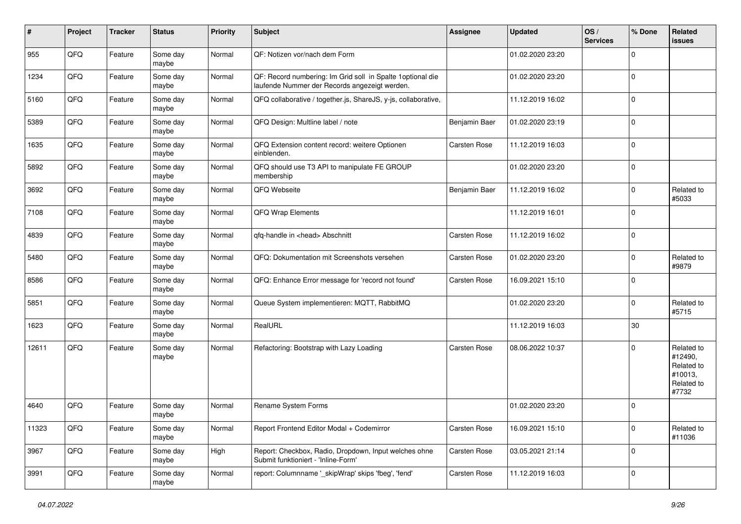| # | Project | Tracker | Status | Priority | Subject | Assignee | Updated | OS / Services | % Done | Related issues |
|---|---|---|---|---|---|---|---|---|---|---|
| 955 | QFQ | Feature | Some day maybe | Normal | QF: Notizen vor/nach dem Form | | 01.02.2020 23:20 | | 0 | |
| 1234 | QFQ | Feature | Some day maybe | Normal | QF: Record numbering: Im Grid soll in Spalte 1optional die laufende Nummer der Records angezeigt werden. | | 01.02.2020 23:20 | | 0 | |
| 5160 | QFQ | Feature | Some day maybe | Normal | QFQ collaborative / together.js, ShareJS, y-js, collaborative, | | 11.12.2019 16:02 | | 0 | |
| 5389 | QFQ | Feature | Some day maybe | Normal | QFQ Design: Multline label / note | Benjamin Baer | 01.02.2020 23:19 | | 0 | |
| 1635 | QFQ | Feature | Some day maybe | Normal | QFQ Extension content record: weitere Optionen einblenden. | Carsten Rose | 11.12.2019 16:03 | | 0 | |
| 5892 | QFQ | Feature | Some day maybe | Normal | QFQ should use T3 API to manipulate FE GROUP membership | | 01.02.2020 23:20 | | 0 | |
| 3692 | QFQ | Feature | Some day maybe | Normal | QFQ Webseite | Benjamin Baer | 11.12.2019 16:02 | | 0 | Related to #5033 |
| 7108 | QFQ | Feature | Some day maybe | Normal | QFQ Wrap Elements | | 11.12.2019 16:01 | | 0 | |
| 4839 | QFQ | Feature | Some day maybe | Normal | qfq-handle in <head> Abschnitt | Carsten Rose | 11.12.2019 16:02 | | 0 | |
| 5480 | QFQ | Feature | Some day maybe | Normal | QFQ: Dokumentation mit Screenshots versehen | Carsten Rose | 01.02.2020 23:20 | | 0 | Related to #9879 |
| 8586 | QFQ | Feature | Some day maybe | Normal | QFQ: Enhance Error message for 'record not found' | Carsten Rose | 16.09.2021 15:10 | | 0 | |
| 5851 | QFQ | Feature | Some day maybe | Normal | Queue System implementieren: MQTT, RabbitMQ | | 01.02.2020 23:20 | | 0 | Related to #5715 |
| 1623 | QFQ | Feature | Some day maybe | Normal | RealURL | | 11.12.2019 16:03 | | 30 | |
| 12611 | QFQ | Feature | Some day maybe | Normal | Refactoring: Bootstrap with Lazy Loading | Carsten Rose | 08.06.2022 10:37 | | 0 | Related to #12490, Related to #10013, Related to #7732 |
| 4640 | QFQ | Feature | Some day maybe | Normal | Rename System Forms | | 01.02.2020 23:20 | | 0 | |
| 11323 | QFQ | Feature | Some day maybe | Normal | Report Frontend Editor Modal + Codemirror | Carsten Rose | 16.09.2021 15:10 | | 0 | Related to #11036 |
| 3967 | QFQ | Feature | Some day maybe | High | Report: Checkbox, Radio, Dropdown, Input welches ohne Submit funktioniert - 'Inline-Form' | Carsten Rose | 03.05.2021 21:14 | | 0 | |
| 3991 | QFQ | Feature | Some day maybe | Normal | report: Columnname '_skipWrap' skips 'fbeg', 'fend' | Carsten Rose | 11.12.2019 16:03 | | 0 | |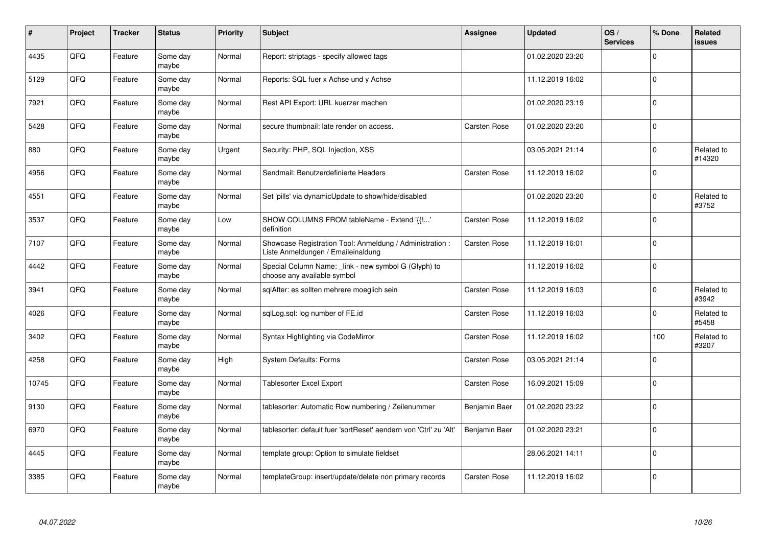| # | Project | Tracker | Status | Priority | Subject | Assignee | Updated | OS / Services | % Done | Related issues |
|---|---|---|---|---|---|---|---|---|---|---|
| 4435 | QFQ | Feature | Some day maybe | Normal | Report: striptags - specify allowed tags | | 01.02.2020 23:20 | | 0 | |
| 5129 | QFQ | Feature | Some day maybe | Normal | Reports: SQL fuer x Achse und y Achse | | 11.12.2019 16:02 | | 0 | |
| 7921 | QFQ | Feature | Some day maybe | Normal | Rest API Export: URL kuerzer machen | | 01.02.2020 23:19 | | 0 | |
| 5428 | QFQ | Feature | Some day maybe | Normal | secure thumbnail: late render on access. | Carsten Rose | 01.02.2020 23:20 | | 0 | |
| 880 | QFQ | Feature | Some day maybe | Urgent | Security: PHP, SQL Injection, XSS | | 03.05.2021 21:14 | | 0 | Related to #14320 |
| 4956 | QFQ | Feature | Some day maybe | Normal | Sendmail: Benutzerdefinierte Headers | Carsten Rose | 11.12.2019 16:02 | | 0 | |
| 4551 | QFQ | Feature | Some day maybe | Normal | Set 'pills' via dynamicUpdate to show/hide/disabled | | 01.02.2020 23:20 | | 0 | Related to #3752 |
| 3537 | QFQ | Feature | Some day maybe | Low | SHOW COLUMNS FROM tableName - Extend '{{!...' definition | Carsten Rose | 11.12.2019 16:02 | | 0 | |
| 7107 | QFQ | Feature | Some day maybe | Normal | Showcase Registration Tool: Anmeldung / Administration : Liste Anmeldungen / Emaileinaldung | Carsten Rose | 11.12.2019 16:01 | | 0 | |
| 4442 | QFQ | Feature | Some day maybe | Normal | Special Column Name: _link - new symbol G (Glyph) to choose any available symbol | | 11.12.2019 16:02 | | 0 | |
| 3941 | QFQ | Feature | Some day maybe | Normal | sqlAfter: es sollten mehrere moeglich sein | Carsten Rose | 11.12.2019 16:03 | | 0 | Related to #3942 |
| 4026 | QFQ | Feature | Some day maybe | Normal | sqlLog.sql: log number of FE.id | Carsten Rose | 11.12.2019 16:03 | | 0 | Related to #5458 |
| 3402 | QFQ | Feature | Some day maybe | Normal | Syntax Highlighting via CodeMirror | Carsten Rose | 11.12.2019 16:02 | | 100 | Related to #3207 |
| 4258 | QFQ | Feature | Some day maybe | High | System Defaults: Forms | Carsten Rose | 03.05.2021 21:14 | | 0 | |
| 10745 | QFQ | Feature | Some day maybe | Normal | Tablesorter Excel Export | Carsten Rose | 16.09.2021 15:09 | | 0 | |
| 9130 | QFQ | Feature | Some day maybe | Normal | tablesorter: Automatic Row numbering / Zeilenummer | Benjamin Baer | 01.02.2020 23:22 | | 0 | |
| 6970 | QFQ | Feature | Some day maybe | Normal | tablesorter: default fuer 'sortReset' aendern von 'Ctrl' zu 'Alt' | Benjamin Baer | 01.02.2020 23:21 | | 0 | |
| 4445 | QFQ | Feature | Some day maybe | Normal | template group: Option to simulate fieldset | | 28.06.2021 14:11 | | 0 | |
| 3385 | QFQ | Feature | Some day maybe | Normal | templateGroup: insert/update/delete non primary records | Carsten Rose | 11.12.2019 16:02 | | 0 | |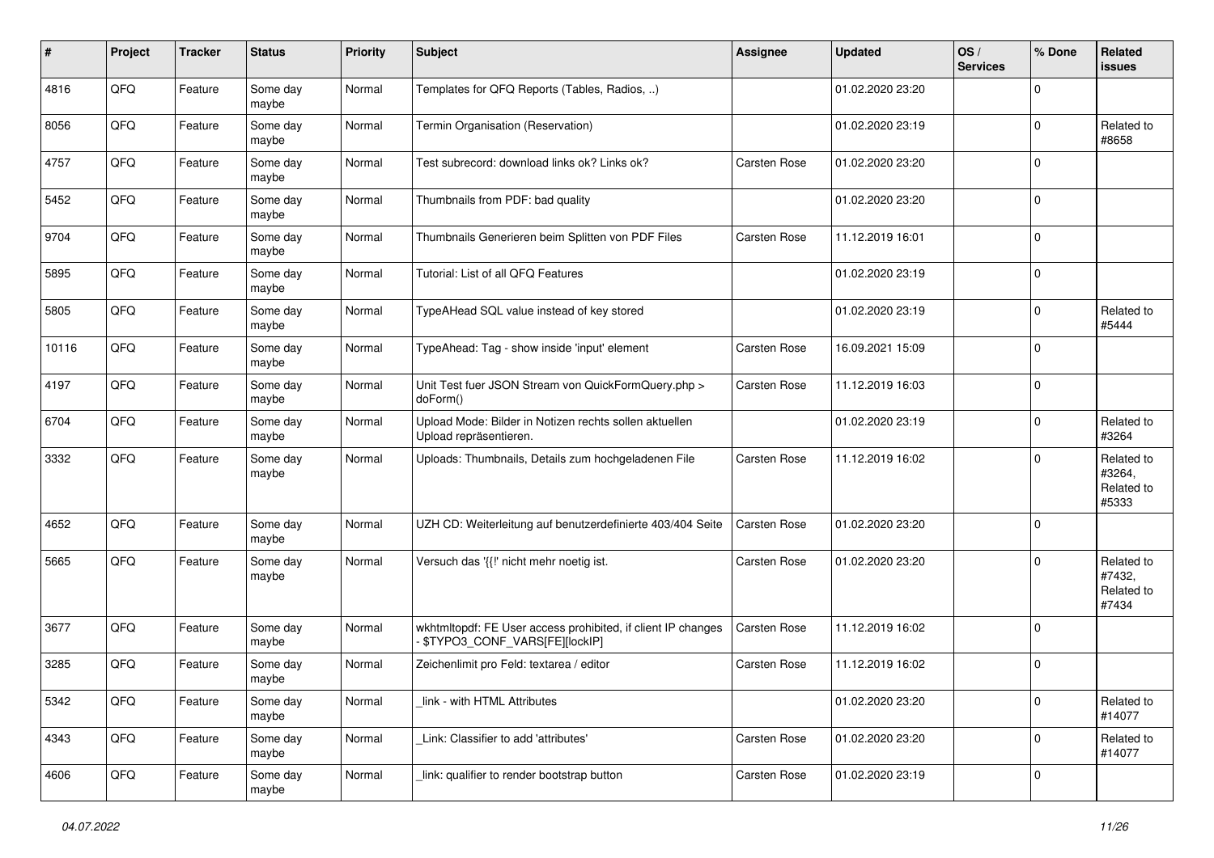| # | Project | Tracker | Status | Priority | Subject | Assignee | Updated | OS / Services | % Done | Related issues |
|---|---|---|---|---|---|---|---|---|---|---|
| 4816 | QFQ | Feature | Some day maybe | Normal | Templates for QFQ Reports (Tables, Radios, ..) | | 01.02.2020 23:20 | | 0 | |
| 8056 | QFQ | Feature | Some day maybe | Normal | Termin Organisation (Reservation) | | 01.02.2020 23:19 | | 0 | Related to #8658 |
| 4757 | QFQ | Feature | Some day maybe | Normal | Test subrecord: download links ok? Links ok? | Carsten Rose | 01.02.2020 23:20 | | 0 | |
| 5452 | QFQ | Feature | Some day maybe | Normal | Thumbnails from PDF: bad quality | | 01.02.2020 23:20 | | 0 | |
| 9704 | QFQ | Feature | Some day maybe | Normal | Thumbnails Generieren beim Splitten von PDF Files | Carsten Rose | 11.12.2019 16:01 | | 0 | |
| 5895 | QFQ | Feature | Some day maybe | Normal | Tutorial: List of all QFQ Features | | 01.02.2020 23:19 | | 0 | |
| 5805 | QFQ | Feature | Some day maybe | Normal | TypeAHead SQL value instead of key stored | | 01.02.2020 23:19 | | 0 | Related to #5444 |
| 10116 | QFQ | Feature | Some day maybe | Normal | TypeAhead: Tag - show inside 'input' element | Carsten Rose | 16.09.2021 15:09 | | 0 | |
| 4197 | QFQ | Feature | Some day maybe | Normal | Unit Test fuer JSON Stream von QuickFormQuery.php > doForm() | Carsten Rose | 11.12.2019 16:03 | | 0 | |
| 6704 | QFQ | Feature | Some day maybe | Normal | Upload Mode: Bilder in Notizen rechts sollen aktuellen Upload repräsentieren. | | 01.02.2020 23:19 | | 0 | Related to #3264 |
| 3332 | QFQ | Feature | Some day maybe | Normal | Uploads: Thumbnails, Details zum hochgeladenen File | Carsten Rose | 11.12.2019 16:02 | | 0 | Related to #3264, Related to #5333 |
| 4652 | QFQ | Feature | Some day maybe | Normal | UZH CD: Weiterleitung auf benutzerdefinierte 403/404 Seite | Carsten Rose | 01.02.2020 23:20 | | 0 | |
| 5665 | QFQ | Feature | Some day maybe | Normal | Versuch das '{{!' nicht mehr noetig ist. | Carsten Rose | 01.02.2020 23:20 | | 0 | Related to #7432, Related to #7434 |
| 3677 | QFQ | Feature | Some day maybe | Normal | wkhtmltopdf: FE User access prohibited, if client IP changes - $TYPO3_CONF_VARS[FE][lockIP] | Carsten Rose | 11.12.2019 16:02 | | 0 | |
| 3285 | QFQ | Feature | Some day maybe | Normal | Zeichenlimit pro Feld: textarea / editor | Carsten Rose | 11.12.2019 16:02 | | 0 | |
| 5342 | QFQ | Feature | Some day maybe | Normal | _link - with HTML Attributes | | 01.02.2020 23:20 | | 0 | Related to #14077 |
| 4343 | QFQ | Feature | Some day maybe | Normal | _Link: Classifier to add 'attributes' | Carsten Rose | 01.02.2020 23:20 | | 0 | Related to #14077 |
| 4606 | QFQ | Feature | Some day maybe | Normal | _link: qualifier to render bootstrap button | Carsten Rose | 01.02.2020 23:19 | | 0 | |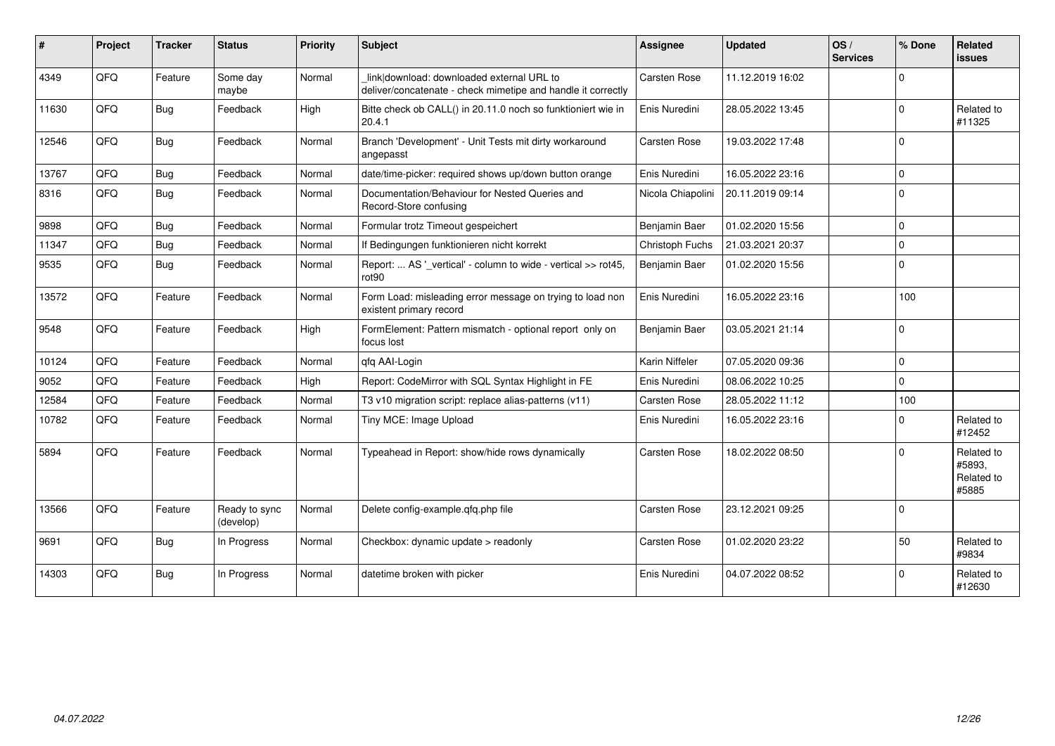| # | Project | Tracker | Status | Priority | Subject | Assignee | Updated | OS / Services | % Done | Related issues |
|---|---|---|---|---|---|---|---|---|---|---|
| 4349 | QFO | Feature | Some day maybe | Normal | _link\|download: downloaded external URL to deliver/concatenate - check mimetipe and handle it correctly | Carsten Rose | 11.12.2019 16:02 | | 0 | |
| 11630 | QFQ | Bug | Feedback | High | Bitte check ob CALL() in 20.11.0 noch so funktioniert wie in 20.4.1 | Enis Nuredini | 28.05.2022 13:45 | | 0 | Related to #11325 |
| 12546 | QFQ | Bug | Feedback | Normal | Branch 'Development' - Unit Tests mit dirty workaround angepasst | Carsten Rose | 19.03.2022 17:48 | | 0 | |
| 13767 | QFQ | Bug | Feedback | Normal | date/time-picker: required shows up/down button orange | Enis Nuredini | 16.05.2022 23:16 | | 0 | |
| 8316 | QFQ | Bug | Feedback | Normal | Documentation/Behaviour for Nested Queries and Record-Store confusing | Nicola Chiapolini | 20.11.2019 09:14 | | 0 | |
| 9898 | QFQ | Bug | Feedback | Normal | Formular trotz Timeout gespeichert | Benjamin Baer | 01.02.2020 15:56 | | 0 | |
| 11347 | QFQ | Bug | Feedback | Normal | If Bedingungen funktionieren nicht korrekt | Christoph Fuchs | 21.03.2021 20:37 | | 0 | |
| 9535 | QFQ | Bug | Feedback | Normal | Report: ... AS '_vertical' - column to wide - vertical >> rot45, rot90 | Benjamin Baer | 01.02.2020 15:56 | | 0 | |
| 13572 | QFQ | Feature | Feedback | Normal | Form Load: misleading error message on trying to load non existent primary record | Enis Nuredini | 16.05.2022 23:16 | | 100 | |
| 9548 | QFQ | Feature | Feedback | High | FormElement: Pattern mismatch - optional report only on focus lost | Benjamin Baer | 03.05.2021 21:14 | | 0 | |
| 10124 | QFQ | Feature | Feedback | Normal | qfq AAI-Login | Karin Niffeler | 07.05.2020 09:36 | | 0 | |
| 9052 | QFQ | Feature | Feedback | High | Report: CodeMirror with SQL Syntax Highlight in FE | Enis Nuredini | 08.06.2022 10:25 | | 0 | |
| 12584 | QFQ | Feature | Feedback | Normal | T3 v10 migration script: replace alias-patterns (v11) | Carsten Rose | 28.05.2022 11:12 | | 100 | |
| 10782 | QFQ | Feature | Feedback | Normal | Tiny MCE: Image Upload | Enis Nuredini | 16.05.2022 23:16 | | 0 | Related to #12452 |
| 5894 | QFQ | Feature | Feedback | Normal | Typeahead in Report: show/hide rows dynamically | Carsten Rose | 18.02.2022 08:50 | | 0 | Related to #5893, Related to #5885 |
| 13566 | QFQ | Feature | Ready to sync (develop) | Normal | Delete config-example.qfq.php file | Carsten Rose | 23.12.2021 09:25 | | 0 | |
| 9691 | QFQ | Bug | In Progress | Normal | Checkbox: dynamic update > readonly | Carsten Rose | 01.02.2020 23:22 | | 50 | Related to #9834 |
| 14303 | QFQ | Bug | In Progress | Normal | datetime broken with picker | Enis Nuredini | 04.07.2022 08:52 | | 0 | Related to #12630 |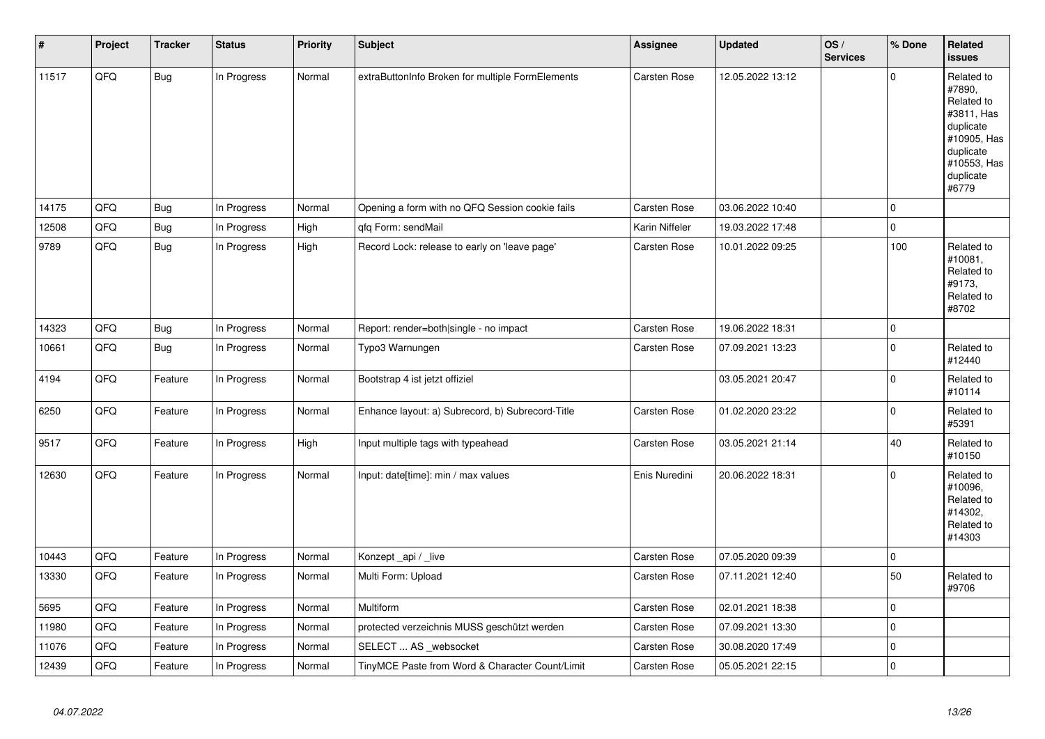| # | Project | Tracker | Status | Priority | Subject | Assignee | Updated | OS / Services | % Done | Related issues |
|---|---|---|---|---|---|---|---|---|---|---|
| 11517 | QFQ | Bug | In Progress | Normal | extraButtonInfo Broken for multiple FormElements | Carsten Rose | 12.05.2022 13:12 | | 0 | Related to #7890, Related to #3811, Has duplicate #10905, Has duplicate #10553, Has duplicate #6779 |
| 14175 | QFQ | Bug | In Progress | Normal | Opening a form with no QFQ Session cookie fails | Carsten Rose | 03.06.2022 10:40 | | 0 | |
| 12508 | QFQ | Bug | In Progress | High | qfq Form: sendMail | Karin Niffeler | 19.03.2022 17:48 | | 0 | |
| 9789 | QFQ | Bug | In Progress | High | Record Lock: release to early on 'leave page' | Carsten Rose | 10.01.2022 09:25 | | 100 | Related to #10081, Related to #9173, Related to #8702 |
| 14323 | QFQ | Bug | In Progress | Normal | Report: render=both\|single - no impact | Carsten Rose | 19.06.2022 18:31 | | 0 | |
| 10661 | QFQ | Bug | In Progress | Normal | Typo3 Warnungen | Carsten Rose | 07.09.2021 13:23 | | 0 | Related to #12440 |
| 4194 | QFQ | Feature | In Progress | Normal | Bootstrap 4 ist jetzt offiziel | | 03.05.2021 20:47 | | 0 | Related to #10114 |
| 6250 | QFQ | Feature | In Progress | Normal | Enhance layout: a) Subrecord, b) Subrecord-Title | Carsten Rose | 01.02.2020 23:22 | | 0 | Related to #5391 |
| 9517 | QFQ | Feature | In Progress | High | Input multiple tags with typeahead | Carsten Rose | 03.05.2021 21:14 | | 40 | Related to #10150 |
| 12630 | QFQ | Feature | In Progress | Normal | Input: date[time]: min / max values | Enis Nuredini | 20.06.2022 18:31 | | 0 | Related to #10096, Related to #14302, Related to #14303 |
| 10443 | QFQ | Feature | In Progress | Normal | Konzept _api / _live | Carsten Rose | 07.05.2020 09:39 | | 0 | |
| 13330 | QFQ | Feature | In Progress | Normal | Multi Form: Upload | Carsten Rose | 07.11.2021 12:40 | | 50 | Related to #9706 |
| 5695 | QFQ | Feature | In Progress | Normal | Multiform | Carsten Rose | 02.01.2021 18:38 | | 0 | |
| 11980 | QFQ | Feature | In Progress | Normal | protected verzeichnis MUSS geschützt werden | Carsten Rose | 07.09.2021 13:30 | | 0 | |
| 11076 | QFQ | Feature | In Progress | Normal | SELECT ... AS _websocket | Carsten Rose | 30.08.2020 17:49 | | 0 | |
| 12439 | QFQ | Feature | In Progress | Normal | TinyMCE Paste from Word & Character Count/Limit | Carsten Rose | 05.05.2021 22:15 | | 0 | |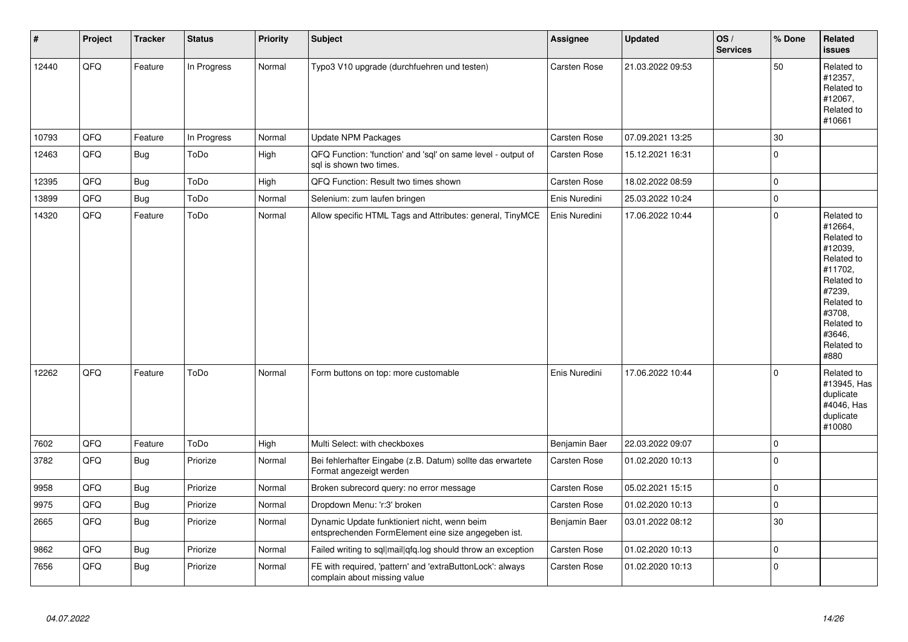| # | Project | Tracker | Status | Priority | Subject | Assignee | Updated | OS / Services | % Done | Related issues |
|---|---|---|---|---|---|---|---|---|---|---|
| 12440 | QFQ | Feature | In Progress | Normal | Typo3 V10 upgrade (durchfuehren und testen) | Carsten Rose | 21.03.2022 09:53 | | 50 | Related to #12357, Related to #12067, Related to #10661 |
| 10793 | QFQ | Feature | In Progress | Normal | Update NPM Packages | Carsten Rose | 07.09.2021 13:25 | | 30 | |
| 12463 | QFQ | Bug | ToDo | High | QFQ Function: 'function' and 'sql' on same level - output of sql is shown two times. | Carsten Rose | 15.12.2021 16:31 | | 0 | |
| 12395 | QFQ | Bug | ToDo | High | QFQ Function: Result two times shown | Carsten Rose | 18.02.2022 08:59 | | 0 | |
| 13899 | QFQ | Bug | ToDo | Normal | Selenium: zum laufen bringen | Enis Nuredini | 25.03.2022 10:24 | | 0 | |
| 14320 | QFQ | Feature | ToDo | Normal | Allow specific HTML Tags and Attributes: general, TinyMCE | Enis Nuredini | 17.06.2022 10:44 | | 0 | Related to #12664, Related to #12039, Related to #11702, Related to #7239, Related to #3708, Related to #3646, Related to #880 |
| 12262 | QFQ | Feature | ToDo | Normal | Form buttons on top: more customable | Enis Nuredini | 17.06.2022 10:44 | | 0 | Related to #13945, Has duplicate #4046, Has duplicate #10080 |
| 7602 | QFQ | Feature | ToDo | High | Multi Select: with checkboxes | Benjamin Baer | 22.03.2022 09:07 | | 0 | |
| 3782 | QFQ | Bug | Priorize | Normal | Bei fehlerhafter Eingabe (z.B. Datum) sollte das erwartete Format angezeigt werden | Carsten Rose | 01.02.2020 10:13 | | 0 | |
| 9958 | QFQ | Bug | Priorize | Normal | Broken subrecord query: no error message | Carsten Rose | 05.02.2021 15:15 | | 0 | |
| 9975 | QFQ | Bug | Priorize | Normal | Dropdown Menu: 'r:3' broken | Carsten Rose | 01.02.2020 10:13 | | 0 | |
| 2665 | QFQ | Bug | Priorize | Normal | Dynamic Update funktioniert nicht, wenn beim entsprechenden FormElement eine size angegeben ist. | Benjamin Baer | 03.01.2022 08:12 | | 30 | |
| 9862 | QFQ | Bug | Priorize | Normal | Failed writing to sql\|mail\|qfq.log should throw an exception | Carsten Rose | 01.02.2020 10:13 | | 0 | |
| 7656 | QFQ | Bug | Priorize | Normal | FE with required, 'pattern' and 'extraButtonLock': always complain about missing value | Carsten Rose | 01.02.2020 10:13 | | 0 | |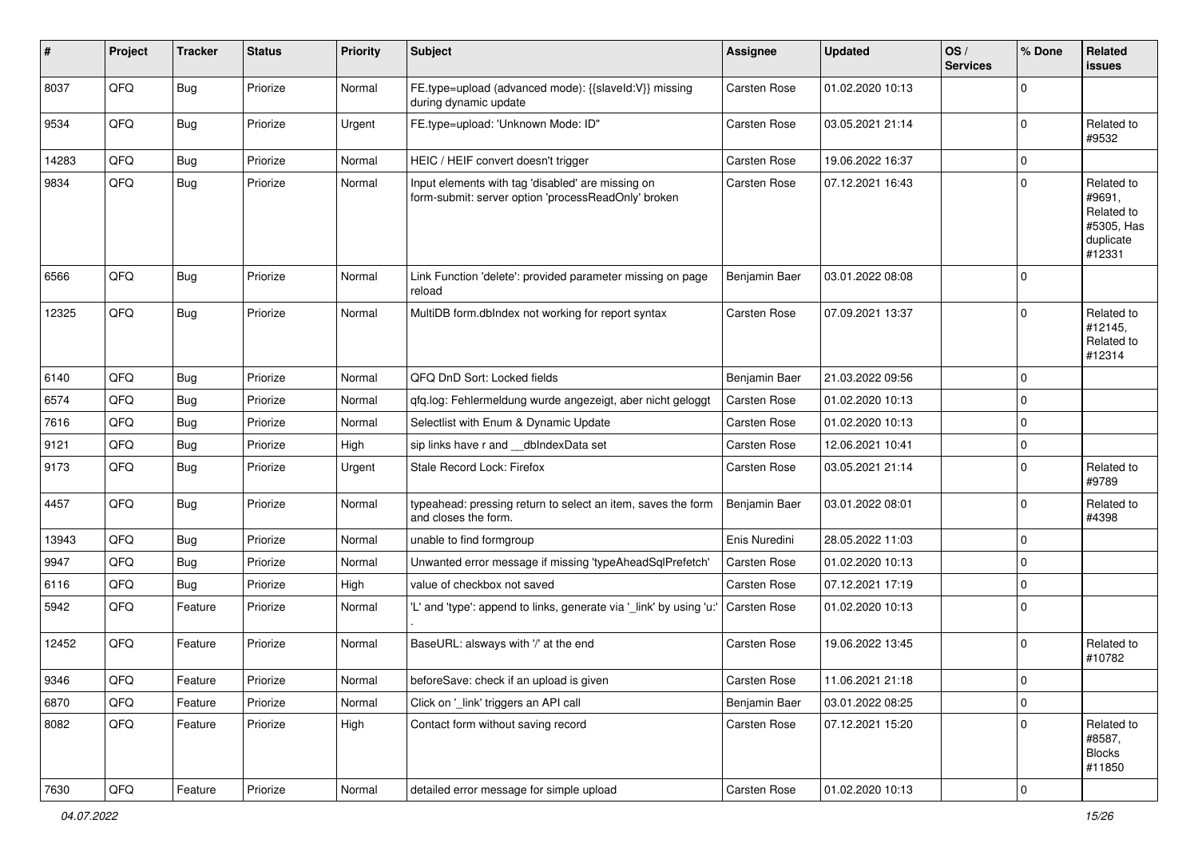| # | Project | Tracker | Status | Priority | Subject | Assignee | Updated | OS / Services | % Done | Related issues |
|---|---|---|---|---|---|---|---|---|---|---|
| 8037 | QFQ | Bug | Priorize | Normal | FE.type=upload (advanced mode): {{slaveId:V}} missing during dynamic update | Carsten Rose | 01.02.2020 10:13 | | 0 | |
| 9534 | QFQ | Bug | Priorize | Urgent | FE.type=upload: 'Unknown Mode: ID" | Carsten Rose | 03.05.2021 21:14 | | 0 | Related to #9532 |
| 14283 | QFQ | Bug | Priorize | Normal | HEIC / HEIF convert doesn't trigger | Carsten Rose | 19.06.2022 16:37 | | 0 | |
| 9834 | QFQ | Bug | Priorize | Normal | Input elements with tag 'disabled' are missing on form-submit: server option 'processReadOnly' broken | Carsten Rose | 07.12.2021 16:43 | | 0 | Related to #9691, Related to #5305, Has duplicate #12331 |
| 6566 | QFQ | Bug | Priorize | Normal | Link Function 'delete': provided parameter missing on page reload | Benjamin Baer | 03.01.2022 08:08 | | 0 | |
| 12325 | QFQ | Bug | Priorize | Normal | MultiDB form.dbIndex not working for report syntax | Carsten Rose | 07.09.2021 13:37 | | 0 | Related to #12145, Related to #12314 |
| 6140 | QFQ | Bug | Priorize | Normal | QFQ DnD Sort: Locked fields | Benjamin Baer | 21.03.2022 09:56 | | 0 | |
| 6574 | QFQ | Bug | Priorize | Normal | qfq.log: Fehlermeldung wurde angezeigt, aber nicht geloggt | Carsten Rose | 01.02.2020 10:13 | | 0 | |
| 7616 | QFQ | Bug | Priorize | Normal | Selectlist with Enum & Dynamic Update | Carsten Rose | 01.02.2020 10:13 | | 0 | |
| 9121 | QFQ | Bug | Priorize | High | sip links have r and __dbIndexData set | Carsten Rose | 12.06.2021 10:41 | | 0 | |
| 9173 | QFQ | Bug | Priorize | Urgent | Stale Record Lock: Firefox | Carsten Rose | 03.05.2021 21:14 | | 0 | Related to #9789 |
| 4457 | QFQ | Bug | Priorize | Normal | typeahead: pressing return to select an item, saves the form and closes the form. | Benjamin Baer | 03.01.2022 08:01 | | 0 | Related to #4398 |
| 13943 | QFQ | Bug | Priorize | Normal | unable to find formgroup | Enis Nuredini | 28.05.2022 11:03 | | 0 | |
| 9947 | QFQ | Bug | Priorize | Normal | Unwanted error message if missing 'typeAheadSqlPrefetch' | Carsten Rose | 01.02.2020 10:13 | | 0 | |
| 6116 | QFQ | Bug | Priorize | High | value of checkbox not saved | Carsten Rose | 07.12.2021 17:19 | | 0 | |
| 5942 | QFQ | Feature | Priorize | Normal | 'L' and 'type': append to links, generate via '_link' by using 'u:' . | Carsten Rose | 01.02.2020 10:13 | | 0 | |
| 12452 | QFQ | Feature | Priorize | Normal | BaseURL: alsways with '/' at the end | Carsten Rose | 19.06.2022 13:45 | | 0 | Related to #10782 |
| 9346 | QFQ | Feature | Priorize | Normal | beforeSave: check if an upload is given | Carsten Rose | 11.06.2021 21:18 | | 0 | |
| 6870 | QFQ | Feature | Priorize | Normal | Click on '_link' triggers an API call | Benjamin Baer | 03.01.2022 08:25 | | 0 | |
| 8082 | QFQ | Feature | Priorize | High | Contact form without saving record | Carsten Rose | 07.12.2021 15:20 | | 0 | Related to #8587, Blocks #11850 |
| 7630 | QFQ | Feature | Priorize | Normal | detailed error message for simple upload | Carsten Rose | 01.02.2020 10:13 | | 0 | |

*04.07.2022*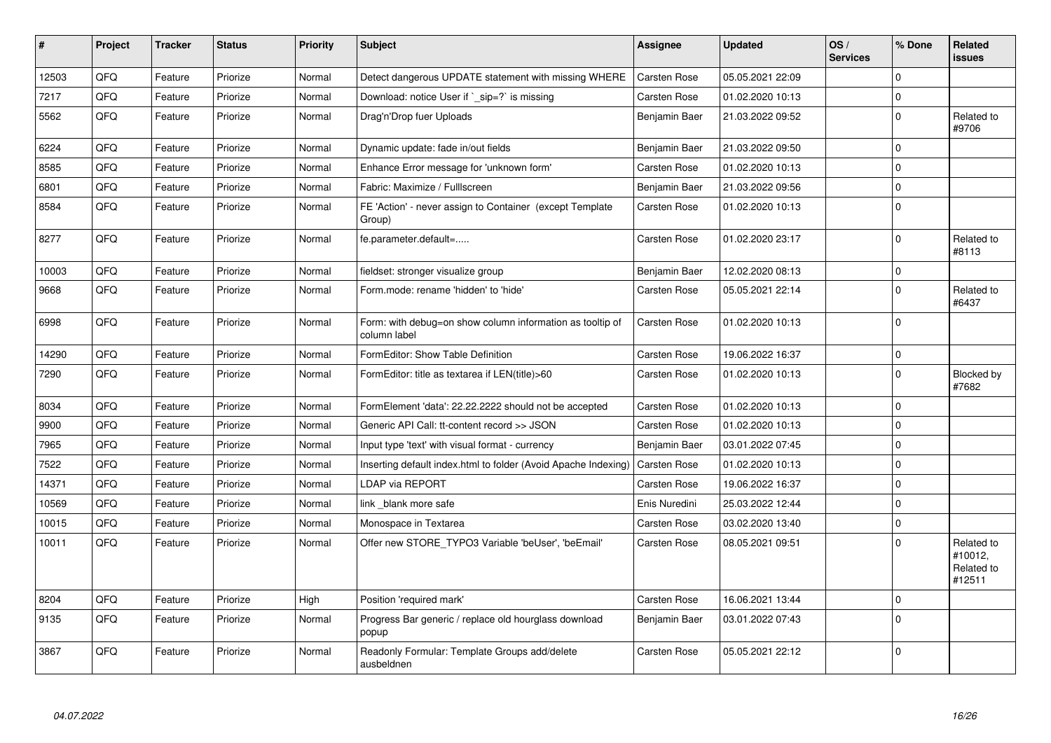| # | Project | Tracker | Status | Priority | Subject | Assignee | Updated | OS / Services | % Done | Related issues |
|---|---|---|---|---|---|---|---|---|---|---|
| 12503 | QFQ | Feature | Priorize | Normal | Detect dangerous UPDATE statement with missing WHERE | Carsten Rose | 05.05.2021 22:09 | | 0 | |
| 7217 | QFQ | Feature | Priorize | Normal | Download: notice User if `_sip=?` is missing | Carsten Rose | 01.02.2020 10:13 | | 0 | |
| 5562 | QFQ | Feature | Priorize | Normal | Drag'n'Drop fuer Uploads | Benjamin Baer | 21.03.2022 09:52 | | 0 | Related to #9706 |
| 6224 | QFQ | Feature | Priorize | Normal | Dynamic update: fade in/out fields | Benjamin Baer | 21.03.2022 09:50 | | 0 | |
| 8585 | QFQ | Feature | Priorize | Normal | Enhance Error message for 'unknown form' | Carsten Rose | 01.02.2020 10:13 | | 0 | |
| 6801 | QFQ | Feature | Priorize | Normal | Fabric: Maximize / Fulllscreen | Benjamin Baer | 21.03.2022 09:56 | | 0 | |
| 8584 | QFQ | Feature | Priorize | Normal | FE 'Action' - never assign to Container (except Template Group) | Carsten Rose | 01.02.2020 10:13 | | 0 | |
| 8277 | QFQ | Feature | Priorize | Normal | fe.parameter.default=..... | Carsten Rose | 01.02.2020 23:17 | | 0 | Related to #8113 |
| 10003 | QFQ | Feature | Priorize | Normal | fieldset: stronger visualize group | Benjamin Baer | 12.02.2020 08:13 | | 0 | |
| 9668 | QFQ | Feature | Priorize | Normal | Form.mode: rename 'hidden' to 'hide' | Carsten Rose | 05.05.2021 22:14 | | 0 | Related to #6437 |
| 6998 | QFQ | Feature | Priorize | Normal | Form: with debug=on show column information as tooltip of column label | Carsten Rose | 01.02.2020 10:13 | | 0 | |
| 14290 | QFQ | Feature | Priorize | Normal | FormEditor: Show Table Definition | Carsten Rose | 19.06.2022 16:37 | | 0 | |
| 7290 | QFQ | Feature | Priorize | Normal | FormEditor: title as textarea if LEN(title)>60 | Carsten Rose | 01.02.2020 10:13 | | 0 | Blocked by #7682 |
| 8034 | QFQ | Feature | Priorize | Normal | FormElement 'data': 22.22.2222 should not be accepted | Carsten Rose | 01.02.2020 10:13 | | 0 | |
| 9900 | QFQ | Feature | Priorize | Normal | Generic API Call: tt-content record >> JSON | Carsten Rose | 01.02.2020 10:13 | | 0 | |
| 7965 | QFQ | Feature | Priorize | Normal | Input type 'text' with visual format - currency | Benjamin Baer | 03.01.2022 07:45 | | 0 | |
| 7522 | QFQ | Feature | Priorize | Normal | Inserting default index.html to folder (Avoid Apache Indexing) | Carsten Rose | 01.02.2020 10:13 | | 0 | |
| 14371 | QFQ | Feature | Priorize | Normal | LDAP via REPORT | Carsten Rose | 19.06.2022 16:37 | | 0 | |
| 10569 | QFQ | Feature | Priorize | Normal | link _blank more safe | Enis Nuredini | 25.03.2022 12:44 | | 0 | |
| 10015 | QFQ | Feature | Priorize | Normal | Monospace in Textarea | Carsten Rose | 03.02.2020 13:40 | | 0 | |
| 10011 | QFQ | Feature | Priorize | Normal | Offer new STORE_TYPO3 Variable 'beUser', 'beEmail' | Carsten Rose | 08.05.2021 09:51 | | 0 | Related to #10012, Related to #12511 |
| 8204 | QFQ | Feature | Priorize | High | Position 'required mark' | Carsten Rose | 16.06.2021 13:44 | | 0 | |
| 9135 | QFQ | Feature | Priorize | Normal | Progress Bar generic / replace old hourglass download popup | Benjamin Baer | 03.01.2022 07:43 | | 0 | |
| 3867 | QFQ | Feature | Priorize | Normal | Readonly Formular: Template Groups add/delete ausbeldnen | Carsten Rose | 05.05.2021 22:12 | | 0 | |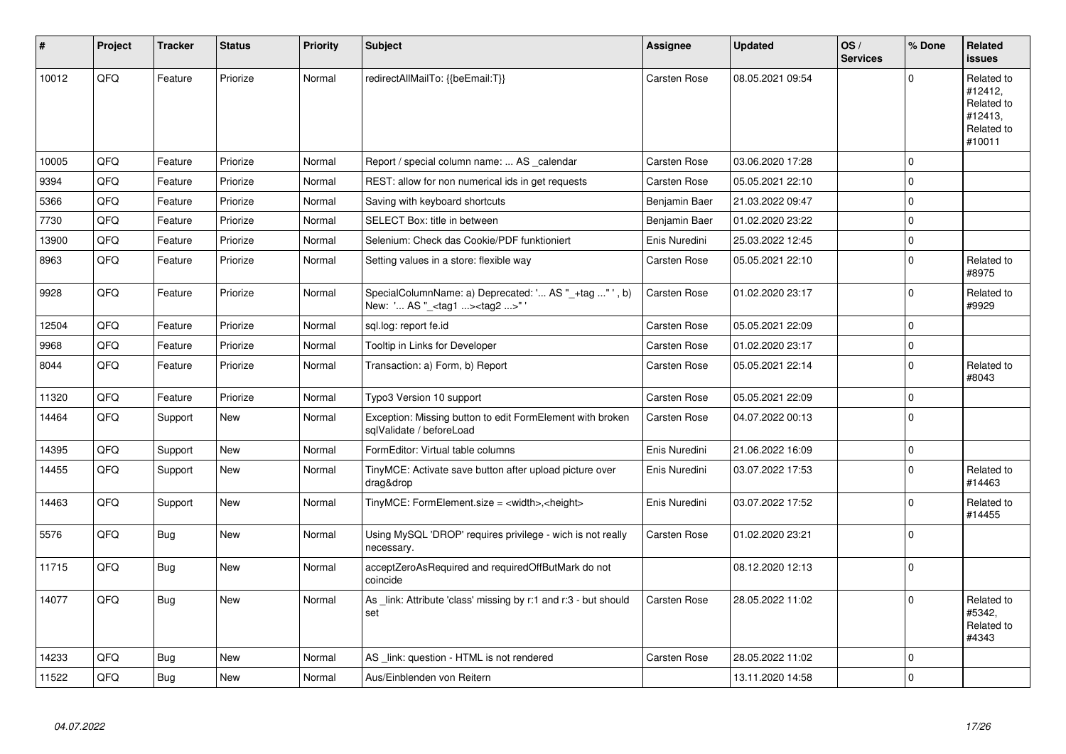| # | Project | Tracker | Status | Priority | Subject | Assignee | Updated | OS / Services | % Done | Related issues |
|---|---|---|---|---|---|---|---|---|---|---|
| 10012 | QFQ | Feature | Priorize | Normal | redirectAllMailTo: {{beEmail:T}} | Carsten Rose | 08.05.2021 09:54 | | 0 | Related to #12412, Related to #12413, Related to #10011 |
| 10005 | QFQ | Feature | Priorize | Normal | Report / special column name: ... AS _calendar | Carsten Rose | 03.06.2020 17:28 | | 0 | |
| 9394 | QFQ | Feature | Priorize | Normal | REST: allow for non numerical ids in get requests | Carsten Rose | 05.05.2021 22:10 | | 0 | |
| 5366 | QFQ | Feature | Priorize | Normal | Saving with keyboard shortcuts | Benjamin Baer | 21.03.2022 09:47 | | 0 | |
| 7730 | QFQ | Feature | Priorize | Normal | SELECT Box: title in between | Benjamin Baer | 01.02.2020 23:22 | | 0 | |
| 13900 | QFQ | Feature | Priorize | Normal | Selenium: Check das Cookie/PDF funktioniert | Enis Nuredini | 25.03.2022 12:45 | | 0 | |
| 8963 | QFQ | Feature | Priorize | Normal | Setting values in a store: flexible way | Carsten Rose | 05.05.2021 22:10 | | 0 | Related to #8975 |
| 9928 | QFQ | Feature | Priorize | Normal | SpecialColumnName: a) Deprecated: '... AS "_+tag ..." ', b) New: '... AS "_<tag1 ...><tag2 ...>" ' | Carsten Rose | 01.02.2020 23:17 | | 0 | Related to #9929 |
| 12504 | QFQ | Feature | Priorize | Normal | sql.log: report fe.id | Carsten Rose | 05.05.2021 22:09 | | 0 | |
| 9968 | QFQ | Feature | Priorize | Normal | Tooltip in Links for Developer | Carsten Rose | 01.02.2020 23:17 | | 0 | |
| 8044 | QFQ | Feature | Priorize | Normal | Transaction: a) Form, b) Report | Carsten Rose | 05.05.2021 22:14 | | 0 | Related to #8043 |
| 11320 | QFQ | Feature | Priorize | Normal | Typo3 Version 10 support | Carsten Rose | 05.05.2021 22:09 | | 0 | |
| 14464 | QFQ | Support | New | Normal | Exception: Missing button to edit FormElement with broken sqlValidate / beforeLoad | Carsten Rose | 04.07.2022 00:13 | | 0 | |
| 14395 | QFQ | Support | New | Normal | FormEditor: Virtual table columns | Enis Nuredini | 21.06.2022 16:09 | | 0 | |
| 14455 | QFQ | Support | New | Normal | TinyMCE: Activate save button after upload picture over drag&drop | Enis Nuredini | 03.07.2022 17:53 | | 0 | Related to #14463 |
| 14463 | QFQ | Support | New | Normal | TinyMCE: FormElement.size = <width>,<height> | Enis Nuredini | 03.07.2022 17:52 | | 0 | Related to #14455 |
| 5576 | QFQ | Bug | New | Normal | Using MySQL 'DROP' requires privilege - wich is not really necessary. | Carsten Rose | 01.02.2020 23:21 | | 0 | |
| 11715 | QFQ | Bug | New | Normal | acceptZeroAsRequired and requiredOffButMark do not coincide | | 08.12.2020 12:13 | | 0 | |
| 14077 | QFQ | Bug | New | Normal | As _link: Attribute 'class' missing by r:1 and r:3 - but should set | Carsten Rose | 28.05.2022 11:02 | | 0 | Related to #5342, Related to #4343 |
| 14233 | QFQ | Bug | New | Normal | AS _link: question - HTML is not rendered | Carsten Rose | 28.05.2022 11:02 | | 0 | |
| 11522 | QFQ | Bug | New | Normal | Aus/Einblenden von Reitern | | 13.11.2020 14:58 | | 0 | |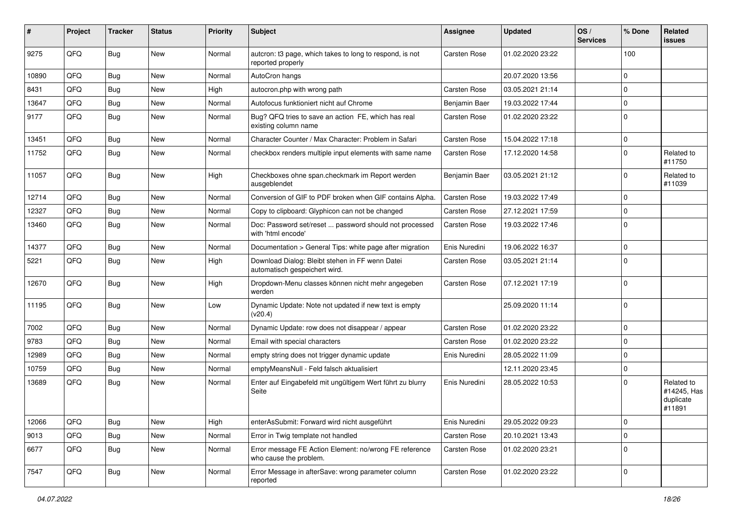| # | Project | Tracker | Status | Priority | Subject | Assignee | Updated | OS / Services | % Done | Related issues |
|---|---|---|---|---|---|---|---|---|---|---|
| 9275 | QFQ | Bug | New | Normal | autcron: t3 page, which takes to long to respond, is not reported properly | Carsten Rose | 01.02.2020 23:22 | | 100 | |
| 10890 | QFQ | Bug | New | Normal | AutoCron hangs | | 20.07.2020 13:56 | | 0 | |
| 8431 | QFQ | Bug | New | High | autocron.php with wrong path | Carsten Rose | 03.05.2021 21:14 | | 0 | |
| 13647 | QFQ | Bug | New | Normal | Autofocus funktioniert nicht auf Chrome | Benjamin Baer | 19.03.2022 17:44 | | 0 | |
| 9177 | QFQ | Bug | New | Normal | Bug? QFQ tries to save an action FE, which has real existing column name | Carsten Rose | 01.02.2020 23:22 | | 0 | |
| 13451 | QFQ | Bug | New | Normal | Character Counter / Max Character: Problem in Safari | Carsten Rose | 15.04.2022 17:18 | | 0 | |
| 11752 | QFQ | Bug | New | Normal | checkbox renders multiple input elements with same name | Carsten Rose | 17.12.2020 14:58 | | 0 | Related to #11750 |
| 11057 | QFQ | Bug | New | High | Checkboxes ohne span.checkmark im Report werden ausgeblendet | Benjamin Baer | 03.05.2021 21:12 | | 0 | Related to #11039 |
| 12714 | QFQ | Bug | New | Normal | Conversion of GIF to PDF broken when GIF contains Alpha. | Carsten Rose | 19.03.2022 17:49 | | 0 | |
| 12327 | QFQ | Bug | New | Normal | Copy to clipboard: Glyphicon can not be changed | Carsten Rose | 27.12.2021 17:59 | | 0 | |
| 13460 | QFQ | Bug | New | Normal | Doc: Password set/reset ... password should not processed with 'html encode' | Carsten Rose | 19.03.2022 17:46 | | 0 | |
| 14377 | QFQ | Bug | New | Normal | Documentation > General Tips: white page after migration | Enis Nuredini | 19.06.2022 16:37 | | 0 | |
| 5221 | QFQ | Bug | New | High | Download Dialog: Bleibt stehen in FF wenn Datei automatisch gespeichert wird. | Carsten Rose | 03.05.2021 21:14 | | 0 | |
| 12670 | QFQ | Bug | New | High | Dropdown-Menu classes können nicht mehr angegeben werden | Carsten Rose | 07.12.2021 17:19 | | 0 | |
| 11195 | QFQ | Bug | New | Low | Dynamic Update: Note not updated if new text is empty (v20.4) | | 25.09.2020 11:14 | | 0 | |
| 7002 | QFQ | Bug | New | Normal | Dynamic Update: row does not disappear / appear | Carsten Rose | 01.02.2020 23:22 | | 0 | |
| 9783 | QFQ | Bug | New | Normal | Email with special characters | Carsten Rose | 01.02.2020 23:22 | | 0 | |
| 12989 | QFQ | Bug | New | Normal | empty string does not trigger dynamic update | Enis Nuredini | 28.05.2022 11:09 | | 0 | |
| 10759 | QFQ | Bug | New | Normal | emptyMeansNull - Feld falsch aktualisiert | | 12.11.2020 23:45 | | 0 | |
| 13689 | QFQ | Bug | New | Normal | Enter auf Eingabefeld mit ungültigem Wert führt zu blurry Seite | Enis Nuredini | 28.05.2022 10:53 | | 0 | Related to #14245, Has duplicate #11891 |
| 12066 | QFQ | Bug | New | High | enterAsSubmit: Forward wird nicht ausgeführt | Enis Nuredini | 29.05.2022 09:23 | | 0 | |
| 9013 | QFQ | Bug | New | Normal | Error in Twig template not handled | Carsten Rose | 20.10.2021 13:43 | | 0 | |
| 6677 | QFQ | Bug | New | Normal | Error message FE Action Element: no/wrong FE reference who cause the problem. | Carsten Rose | 01.02.2020 23:21 | | 0 | |
| 7547 | QFQ | Bug | New | Normal | Error Message in afterSave: wrong parameter column reported | Carsten Rose | 01.02.2020 23:22 | | 0 | |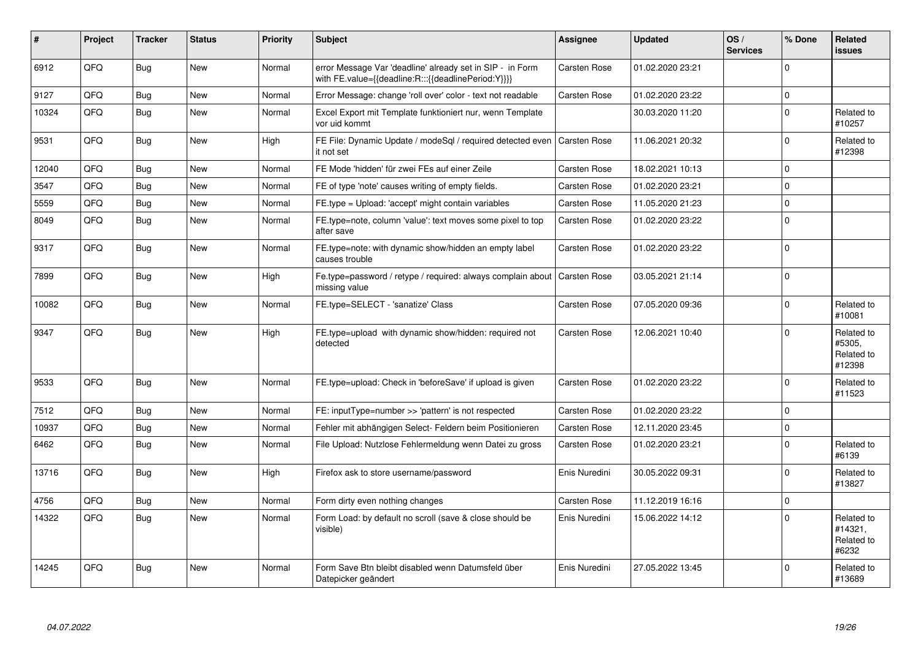| # | Project | Tracker | Status | Priority | Subject | Assignee | Updated | OS / Services | % Done | Related issues |
|---|---|---|---|---|---|---|---|---|---|---|
| 6912 | QFQ | Bug | New | Normal | error Message Var 'deadline' already set in SIP - in Form with FE.value={{deadline:R:::{{deadlinePeriod:Y}}}} | Carsten Rose | 01.02.2020 23:21 | | 0 | |
| 9127 | QFQ | Bug | New | Normal | Error Message: change 'roll over' color - text not readable | Carsten Rose | 01.02.2020 23:22 | | 0 | |
| 10324 | QFQ | Bug | New | Normal | Excel Export mit Template funktioniert nur, wenn Template vor uid kommt | | 30.03.2020 11:20 | | 0 | Related to #10257 |
| 9531 | QFQ | Bug | New | High | FE File: Dynamic Update / modeSql / required detected even it not set | Carsten Rose | 11.06.2021 20:32 | | 0 | Related to #12398 |
| 12040 | QFQ | Bug | New | Normal | FE Mode 'hidden' für zwei FEs auf einer Zeile | Carsten Rose | 18.02.2021 10:13 | | 0 | |
| 3547 | QFQ | Bug | New | Normal | FE of type 'note' causes writing of empty fields. | Carsten Rose | 01.02.2020 23:21 | | 0 | |
| 5559 | QFQ | Bug | New | Normal | FE.type = Upload: 'accept' might contain variables | Carsten Rose | 11.05.2020 21:23 | | 0 | |
| 8049 | QFQ | Bug | New | Normal | FE.type=note, column 'value': text moves some pixel to top after save | Carsten Rose | 01.02.2020 23:22 | | 0 | |
| 9317 | QFQ | Bug | New | Normal | FE.type=note: with dynamic show/hidden an empty label causes trouble | Carsten Rose | 01.02.2020 23:22 | | 0 | |
| 7899 | QFQ | Bug | New | High | Fe.type=password / retype / required: always complain about missing value | Carsten Rose | 03.05.2021 21:14 | | 0 | |
| 10082 | QFQ | Bug | New | Normal | FE.type=SELECT - 'sanatize' Class | Carsten Rose | 07.05.2020 09:36 | | 0 | Related to #10081 |
| 9347 | QFQ | Bug | New | High | FE.type=upload with dynamic show/hidden: required not detected | Carsten Rose | 12.06.2021 10:40 | | 0 | Related to #5305, Related to #12398 |
| 9533 | QFQ | Bug | New | Normal | FE.type=upload: Check in 'beforeSave' if upload is given | Carsten Rose | 01.02.2020 23:22 | | 0 | Related to #11523 |
| 7512 | QFQ | Bug | New | Normal | FE: inputType=number >> 'pattern' is not respected | Carsten Rose | 01.02.2020 23:22 | | 0 | |
| 10937 | QFQ | Bug | New | Normal | Fehler mit abhängigen Select- Feldern beim Positionieren | Carsten Rose | 12.11.2020 23:45 | | 0 | |
| 6462 | QFQ | Bug | New | Normal | File Upload: Nutzlose Fehlermeldung wenn Datei zu gross | Carsten Rose | 01.02.2020 23:21 | | 0 | Related to #6139 |
| 13716 | QFQ | Bug | New | High | Firefox ask to store username/password | Enis Nuredini | 30.05.2022 09:31 | | 0 | Related to #13827 |
| 4756 | QFQ | Bug | New | Normal | Form dirty even nothing changes | Carsten Rose | 11.12.2019 16:16 | | 0 | |
| 14322 | QFQ | Bug | New | Normal | Form Load: by default no scroll (save & close should be visible) | Enis Nuredini | 15.06.2022 14:12 | | 0 | Related to #14321, Related to #6232 |
| 14245 | QFQ | Bug | New | Normal | Form Save Btn bleibt disabled wenn Datumsfeld über Datepicker geändert | Enis Nuredini | 27.05.2022 13:45 | | 0 | Related to #13689 |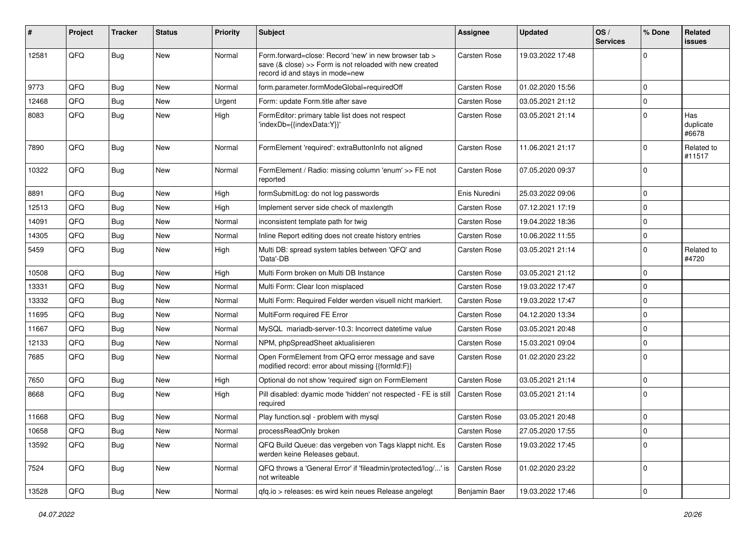| # | Project | Tracker | Status | Priority | Subject | Assignee | Updated | OS / Services | % Done | Related issues |
|---|---|---|---|---|---|---|---|---|---|---|
| 12581 | QFQ | Bug | New | Normal | Form.forward=close: Record 'new' in new browser tab > save (& close) >> Form is not reloaded with new created record id and stays in mode=new | Carsten Rose | 19.03.2022 17:48 | | 0 | |
| 9773 | QFQ | Bug | New | Normal | form.parameter.formModeGlobal=requiredOff | Carsten Rose | 01.02.2020 15:56 | | 0 | |
| 12468 | QFQ | Bug | New | Urgent | Form: update Form.title after save | Carsten Rose | 03.05.2021 21:12 | | 0 | |
| 8083 | QFQ | Bug | New | High | FormEditor: primary table list does not respect 'indexDb={{indexData:Y}}' | Carsten Rose | 03.05.2021 21:14 | | 0 | Has duplicate #6678 |
| 7890 | QFQ | Bug | New | Normal | FormElement 'required': extraButtonInfo not aligned | Carsten Rose | 11.06.2021 21:17 | | 0 | Related to #11517 |
| 10322 | QFQ | Bug | New | Normal | FormElement / Radio: missing column 'enum' >> FE not reported | Carsten Rose | 07.05.2020 09:37 | | 0 | |
| 8891 | QFQ | Bug | New | High | formSubmitLog: do not log passwords | Enis Nuredini | 25.03.2022 09:06 | | 0 | |
| 12513 | QFQ | Bug | New | High | Implement server side check of maxlength | Carsten Rose | 07.12.2021 17:19 | | 0 | |
| 14091 | QFQ | Bug | New | Normal | inconsistent template path for twig | Carsten Rose | 19.04.2022 18:36 | | 0 | |
| 14305 | QFQ | Bug | New | Normal | Inline Report editing does not create history entries | Carsten Rose | 10.06.2022 11:55 | | 0 | |
| 5459 | QFQ | Bug | New | High | Multi DB: spread system tables between 'QFQ' and 'Data'-DB | Carsten Rose | 03.05.2021 21:14 | | 0 | Related to #4720 |
| 10508 | QFQ | Bug | New | High | Multi Form broken on Multi DB Instance | Carsten Rose | 03.05.2021 21:12 | | 0 | |
| 13331 | QFQ | Bug | New | Normal | Multi Form: Clear Icon misplaced | Carsten Rose | 19.03.2022 17:47 | | 0 | |
| 13332 | QFQ | Bug | New | Normal | Multi Form: Required Felder werden visuell nicht markiert. | Carsten Rose | 19.03.2022 17:47 | | 0 | |
| 11695 | QFQ | Bug | New | Normal | MultiForm required FE Error | Carsten Rose | 04.12.2020 13:34 | | 0 | |
| 11667 | QFQ | Bug | New | Normal | MySQL mariadb-server-10.3: Incorrect datetime value | Carsten Rose | 03.05.2021 20:48 | | 0 | |
| 12133 | QFQ | Bug | New | Normal | NPM, phpSpreadSheet aktualisieren | Carsten Rose | 15.03.2021 09:04 | | 0 | |
| 7685 | QFQ | Bug | New | Normal | Open FormElement from QFQ error message and save modified record: error about missing {{formId:F}} | Carsten Rose | 01.02.2020 23:22 | | 0 | |
| 7650 | QFQ | Bug | New | High | Optional do not show 'required' sign on FormElement | Carsten Rose | 03.05.2021 21:14 | | 0 | |
| 8668 | QFQ | Bug | New | High | Pill disabled: dyamic mode 'hidden' not respected - FE is still required | Carsten Rose | 03.05.2021 21:14 | | 0 | |
| 11668 | QFQ | Bug | New | Normal | Play function.sql - problem with mysql | Carsten Rose | 03.05.2021 20:48 | | 0 | |
| 10658 | QFQ | Bug | New | Normal | processReadOnly broken | Carsten Rose | 27.05.2020 17:55 | | 0 | |
| 13592 | QFQ | Bug | New | Normal | QFQ Build Queue: das vergeben von Tags klappt nicht. Es werden keine Releases gebaut. | Carsten Rose | 19.03.2022 17:45 | | 0 | |
| 7524 | QFQ | Bug | New | Normal | QFQ throws a 'General Error' if 'fileadmin/protected/log/...' is not writeable | Carsten Rose | 01.02.2020 23:22 | | 0 | |
| 13528 | QFQ | Bug | New | Normal | qfq.io > releases: es wird kein neues Release angelegt | Benjamin Baer | 19.03.2022 17:46 | | 0 | |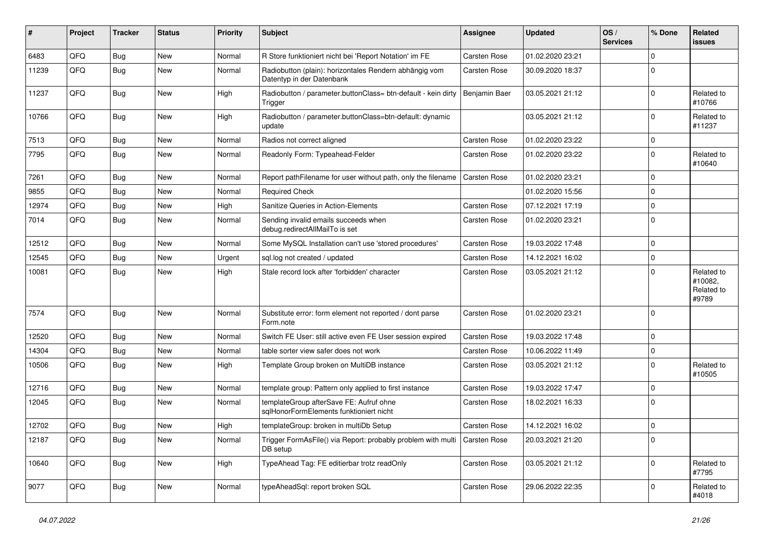| # | Project | Tracker | Status | Priority | Subject | Assignee | Updated | OS / Services | % Done | Related issues |
|---|---|---|---|---|---|---|---|---|---|---|
| 6483 | QFQ | Bug | New | Normal | R Store funktioniert nicht bei 'Report Notation' im FE | Carsten Rose | 01.02.2020 23:21 | | 0 | |
| 11239 | QFQ | Bug | New | Normal | Radiobutton (plain): horizontales Rendern abhängig vom Datentyp in der Datenbank | Carsten Rose | 30.09.2020 18:37 | | 0 | |
| 11237 | QFQ | Bug | New | High | Radiobutton / parameter.buttonClass= btn-default - kein dirty Trigger | Benjamin Baer | 03.05.2021 21:12 | | 0 | Related to #10766 |
| 10766 | QFQ | Bug | New | High | Radiobutton / parameter.buttonClass=btn-default: dynamic update | | 03.05.2021 21:12 | | 0 | Related to #11237 |
| 7513 | QFQ | Bug | New | Normal | Radios not correct aligned | Carsten Rose | 01.02.2020 23:22 | | 0 | |
| 7795 | QFQ | Bug | New | Normal | Readonly Form: Typeahead-Felder | Carsten Rose | 01.02.2020 23:22 | | 0 | Related to #10640 |
| 7261 | QFQ | Bug | New | Normal | Report pathFilename for user without path, only the filename | Carsten Rose | 01.02.2020 23:21 | | 0 | |
| 9855 | QFQ | Bug | New | Normal | Required Check | | 01.02.2020 15:56 | | 0 | |
| 12974 | QFQ | Bug | New | High | Sanitize Queries in Action-Elements | Carsten Rose | 07.12.2021 17:19 | | 0 | |
| 7014 | QFQ | Bug | New | Normal | Sending invalid emails succeeds when debug.redirectAllMailTo is set | Carsten Rose | 01.02.2020 23:21 | | 0 | |
| 12512 | QFQ | Bug | New | Normal | Some MySQL Installation can't use 'stored procedures' | Carsten Rose | 19.03.2022 17:48 | | 0 | |
| 12545 | QFQ | Bug | New | Urgent | sql.log not created / updated | Carsten Rose | 14.12.2021 16:02 | | 0 | |
| 10081 | QFQ | Bug | New | High | Stale record lock after 'forbidden' character | Carsten Rose | 03.05.2021 21:12 | | 0 | Related to #10082, Related to #9789 |
| 7574 | QFQ | Bug | New | Normal | Substitute error: form element not reported / dont parse Form.note | Carsten Rose | 01.02.2020 23:21 | | 0 | |
| 12520 | QFQ | Bug | New | Normal | Switch FE User: still active even FE User session expired | Carsten Rose | 19.03.2022 17:48 | | 0 | |
| 14304 | QFQ | Bug | New | Normal | table sorter view safer does not work | Carsten Rose | 10.06.2022 11:49 | | 0 | |
| 10506 | QFQ | Bug | New | High | Template Group broken on MultiDB instance | Carsten Rose | 03.05.2021 21:12 | | 0 | Related to #10505 |
| 12716 | QFQ | Bug | New | Normal | template group: Pattern only applied to first instance | Carsten Rose | 19.03.2022 17:47 | | 0 | |
| 12045 | QFQ | Bug | New | Normal | templateGroup afterSave FE: Aufruf ohne sqlHonorFormElements funktioniert nicht | Carsten Rose | 18.02.2021 16:33 | | 0 | |
| 12702 | QFQ | Bug | New | High | templateGroup: broken in multiDb Setup | Carsten Rose | 14.12.2021 16:02 | | 0 | |
| 12187 | QFQ | Bug | New | Normal | Trigger FormAsFile() via Report: probably problem with multi DB setup | Carsten Rose | 20.03.2021 21:20 | | 0 | |
| 10640 | QFQ | Bug | New | High | TypeAhead Tag: FE editierbar trotz readOnly | Carsten Rose | 03.05.2021 21:12 | | 0 | Related to #7795 |
| 9077 | QFQ | Bug | New | Normal | typeAheadSql: report broken SQL | Carsten Rose | 29.06.2022 22:35 | | 0 | Related to #4018 |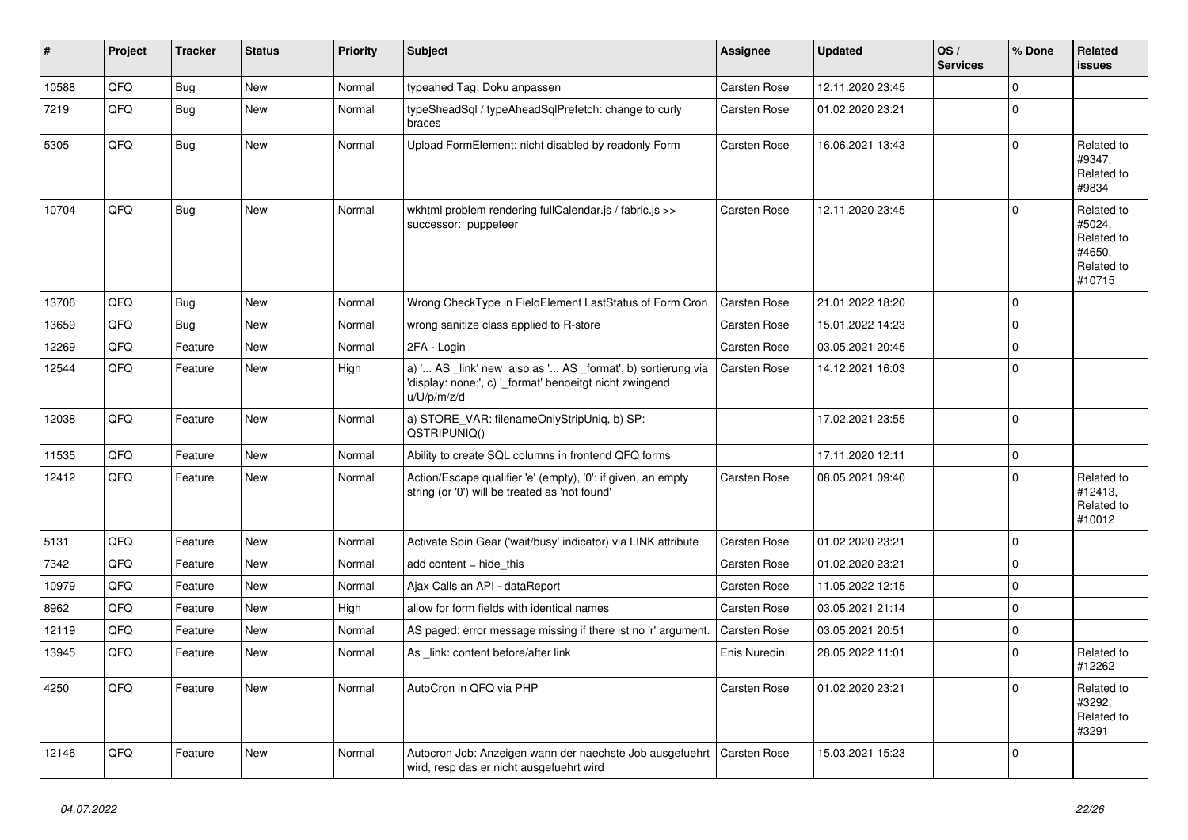| # | Project | Tracker | Status | Priority | Subject | Assignee | Updated | OS / Services | % Done | Related issues |
|---|---|---|---|---|---|---|---|---|---|---|
| 10588 | QFQ | Bug | New | Normal | typeahed Tag: Doku anpassen | Carsten Rose | 12.11.2020 23:45 | | 0 | |
| 7219 | QFQ | Bug | New | Normal | typeSheadSql / typeAheadSqlPrefetch: change to curly braces | Carsten Rose | 01.02.2020 23:21 | | 0 | |
| 5305 | QFQ | Bug | New | Normal | Upload FormElement: nicht disabled by readonly Form | Carsten Rose | 16.06.2021 13:43 | | 0 | Related to #9347, Related to #9834 |
| 10704 | QFQ | Bug | New | Normal | wkhtml problem rendering fullCalendar.js / fabric.js >> successor: puppeteer | Carsten Rose | 12.11.2020 23:45 | | 0 | Related to #5024, Related to #4650, Related to #10715 |
| 13706 | QFQ | Bug | New | Normal | Wrong CheckType in FieldElement LastStatus of Form Cron | Carsten Rose | 21.01.2022 18:20 | | 0 | |
| 13659 | QFQ | Bug | New | Normal | wrong sanitize class applied to R-store | Carsten Rose | 15.01.2022 14:23 | | 0 | |
| 12269 | QFQ | Feature | New | Normal | 2FA - Login | Carsten Rose | 03.05.2021 20:45 | | 0 | |
| 12544 | QFQ | Feature | New | High | a) '... AS _link' new also as '... AS _format', b) sortierung via 'display: none;', c) '_format' benoeitgt nicht zwingend u/U/p/m/z/d | Carsten Rose | 14.12.2021 16:03 | | 0 | |
| 12038 | QFQ | Feature | New | Normal | a) STORE_VAR: filenameOnlyStripUniq, b) SP: QSTRIPUNIQ() | | 17.02.2021 23:55 | | 0 | |
| 11535 | QFQ | Feature | New | Normal | Ability to create SQL columns in frontend QFQ forms | | 17.11.2020 12:11 | | 0 | |
| 12412 | QFQ | Feature | New | Normal | Action/Escape qualifier 'e' (empty), '0': if given, an empty string (or '0') will be treated as 'not found' | Carsten Rose | 08.05.2021 09:40 | | 0 | Related to #12413, Related to #10012 |
| 5131 | QFQ | Feature | New | Normal | Activate Spin Gear ('wait/busy' indicator) via LINK attribute | Carsten Rose | 01.02.2020 23:21 | | 0 | |
| 7342 | QFQ | Feature | New | Normal | add content = hide_this | Carsten Rose | 01.02.2020 23:21 | | 0 | |
| 10979 | QFQ | Feature | New | Normal | Ajax Calls an API - dataReport | Carsten Rose | 11.05.2022 12:15 | | 0 | |
| 8962 | QFQ | Feature | New | High | allow for form fields with identical names | Carsten Rose | 03.05.2021 21:14 | | 0 | |
| 12119 | QFQ | Feature | New | Normal | AS paged: error message missing if there ist no 'r' argument. | Carsten Rose | 03.05.2021 20:51 | | 0 | |
| 13945 | QFQ | Feature | New | Normal | As _link: content before/after link | Enis Nuredini | 28.05.2022 11:01 | | 0 | Related to #12262 |
| 4250 | QFQ | Feature | New | Normal | AutoCron in QFQ via PHP | Carsten Rose | 01.02.2020 23:21 | | 0 | Related to #3292, Related to #3291 |
| 12146 | QFQ | Feature | New | Normal | Autocron Job: Anzeigen wann der naechste Job ausgefuehrt wird, resp das er nicht ausgefuehrt wird | Carsten Rose | 15.03.2021 15:23 | | 0 | |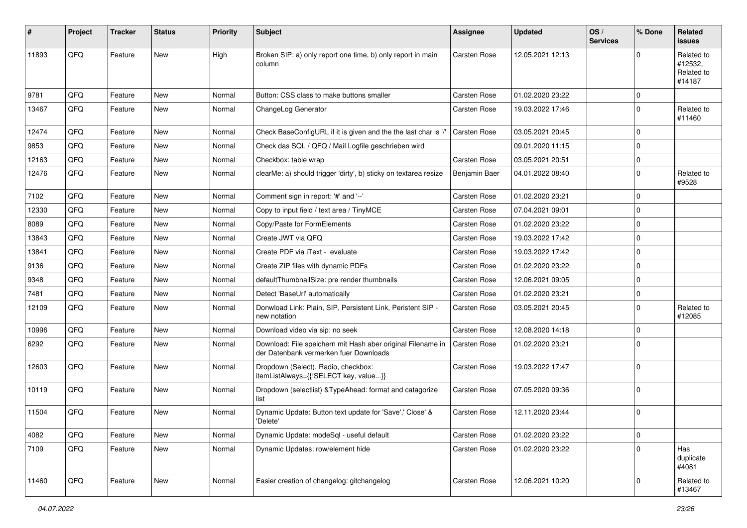| # | Project | Tracker | Status | Priority | Subject | Assignee | Updated | OS / Services | % Done | Related issues |
|---|---|---|---|---|---|---|---|---|---|---|
| 11893 | QFQ | Feature | New | High | Broken SIP: a) only report one time, b) only report in main column | Carsten Rose | 12.05.2021 12:13 | | 0 | Related to #12532, Related to #14187 |
| 9781 | QFQ | Feature | New | Normal | Button: CSS class to make buttons smaller | Carsten Rose | 01.02.2020 23:22 | | 0 | |
| 13467 | QFQ | Feature | New | Normal | ChangeLog Generator | Carsten Rose | 19.03.2022 17:46 | | 0 | Related to #11460 |
| 12474 | QFQ | Feature | New | Normal | Check BaseConfigURL if it is given and the the last char is '/' | Carsten Rose | 03.05.2021 20:45 | | 0 | |
| 9853 | QFQ | Feature | New | Normal | Check das SQL / QFQ / Mail Logfile geschrieben wird | | 09.01.2020 11:15 | | 0 | |
| 12163 | QFQ | Feature | New | Normal | Checkbox: table wrap | Carsten Rose | 03.05.2021 20:51 | | 0 | |
| 12476 | QFQ | Feature | New | Normal | clearMe: a) should trigger 'dirty', b) sticky on textarea resize | Benjamin Baer | 04.01.2022 08:40 | | 0 | Related to #9528 |
| 7102 | QFQ | Feature | New | Normal | Comment sign in report: '#' and '--' | Carsten Rose | 01.02.2020 23:21 | | 0 | |
| 12330 | QFQ | Feature | New | Normal | Copy to input field / text area / TinyMCE | Carsten Rose | 07.04.2021 09:01 | | 0 | |
| 8089 | QFQ | Feature | New | Normal | Copy/Paste for FormElements | Carsten Rose | 01.02.2020 23:22 | | 0 | |
| 13843 | QFQ | Feature | New | Normal | Create JWT via QFQ | Carsten Rose | 19.03.2022 17:42 | | 0 | |
| 13841 | QFQ | Feature | New | Normal | Create PDF via iText - evaluate | Carsten Rose | 19.03.2022 17:42 | | 0 | |
| 9136 | QFQ | Feature | New | Normal | Create ZIP files with dynamic PDFs | Carsten Rose | 01.02.2020 23:22 | | 0 | |
| 9348 | QFQ | Feature | New | Normal | defaultThumbnailSize: pre render thumbnails | Carsten Rose | 12.06.2021 09:05 | | 0 | |
| 7481 | QFQ | Feature | New | Normal | Detect 'BaseUrl' automatically | Carsten Rose | 01.02.2020 23:21 | | 0 | |
| 12109 | QFQ | Feature | New | Normal | Donwload Link: Plain, SIP, Persistent Link, Peristent SIP - new notation | Carsten Rose | 03.05.2021 20:45 | | 0 | Related to #12085 |
| 10996 | QFQ | Feature | New | Normal | Download video via sip: no seek | Carsten Rose | 12.08.2020 14:18 | | 0 | |
| 6292 | QFQ | Feature | New | Normal | Download: File speichern mit Hash aber original Filename in der Datenbank vermerken fuer Downloads | Carsten Rose | 01.02.2020 23:21 | | 0 | |
| 12603 | QFQ | Feature | New | Normal | Dropdown (Select), Radio, checkbox: itemListAlways={{!SELECT key, value...}} | Carsten Rose | 19.03.2022 17:47 | | 0 | |
| 10119 | QFQ | Feature | New | Normal | Dropdown (selectlist) &TypeAhead: format and catagorize list | Carsten Rose | 07.05.2020 09:36 | | 0 | |
| 11504 | QFQ | Feature | New | Normal | Dynamic Update: Button text update for 'Save',' Close' & 'Delete' | Carsten Rose | 12.11.2020 23:44 | | 0 | |
| 4082 | QFQ | Feature | New | Normal | Dynamic Update: modeSql - useful default | Carsten Rose | 01.02.2020 23:22 | | 0 | |
| 7109 | QFQ | Feature | New | Normal | Dynamic Updates: row/element hide | Carsten Rose | 01.02.2020 23:22 | | 0 | Has duplicate #4081 |
| 11460 | QFQ | Feature | New | Normal | Easier creation of changelog: gitchangelog | Carsten Rose | 12.06.2021 10:20 | | 0 | Related to #13467 |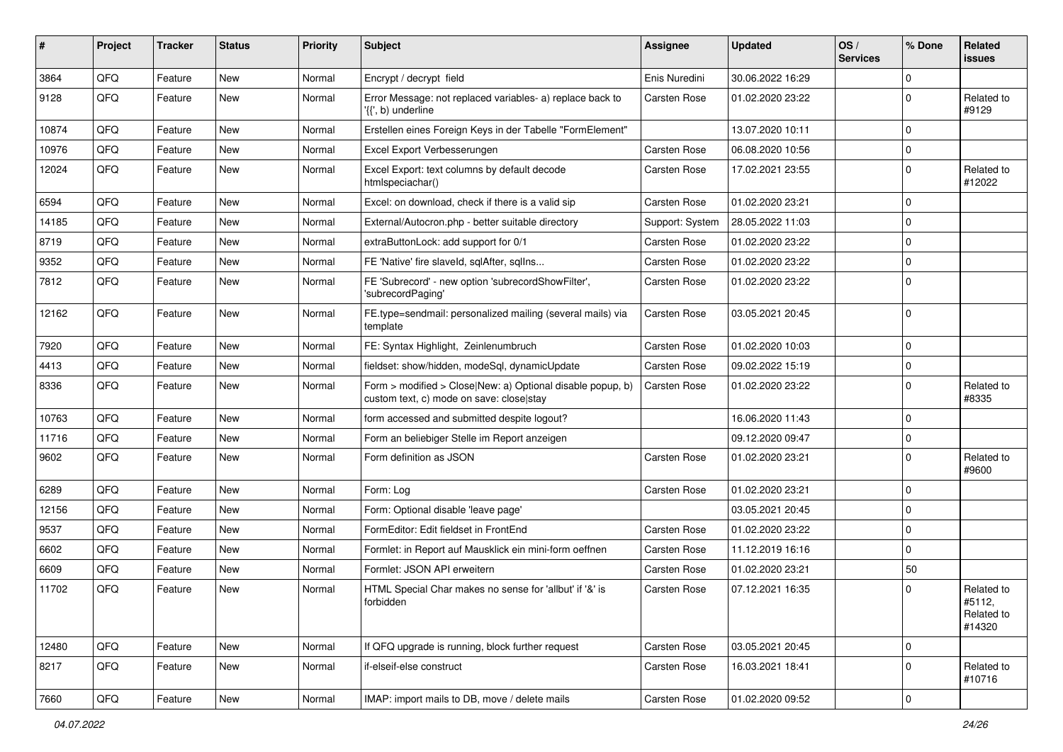| # | Project | Tracker | Status | Priority | Subject | Assignee | Updated | OS / Services | % Done | Related issues |
|---|---|---|---|---|---|---|---|---|---|---|
| 3864 | QFQ | Feature | New | Normal | Encrypt / decrypt field | Enis Nuredini | 30.06.2022 16:29 | | 0 | |
| 9128 | QFQ | Feature | New | Normal | Error Message: not replaced variables- a) replace back to '{{', b) underline | Carsten Rose | 01.02.2020 23:22 | | 0 | Related to #9129 |
| 10874 | QFQ | Feature | New | Normal | Erstellen eines Foreign Keys in der Tabelle "FormElement" | | 13.07.2020 10:11 | | 0 | |
| 10976 | QFQ | Feature | New | Normal | Excel Export Verbesserungen | Carsten Rose | 06.08.2020 10:56 | | 0 | |
| 12024 | QFQ | Feature | New | Normal | Excel Export: text columns by default decode htmlspeciachar() | Carsten Rose | 17.02.2021 23:55 | | 0 | Related to #12022 |
| 6594 | QFQ | Feature | New | Normal | Excel: on download, check if there is a valid sip | Carsten Rose | 01.02.2020 23:21 | | 0 | |
| 14185 | QFQ | Feature | New | Normal | External/Autocron.php - better suitable directory | Support: System | 28.05.2022 11:03 | | 0 | |
| 8719 | QFQ | Feature | New | Normal | extraButtonLock: add support for 0/1 | Carsten Rose | 01.02.2020 23:22 | | 0 | |
| 9352 | QFQ | Feature | New | Normal | FE 'Native' fire slaveId, sqlAfter, sqlIns... | Carsten Rose | 01.02.2020 23:22 | | 0 | |
| 7812 | QFQ | Feature | New | Normal | FE 'Subrecord' - new option 'subrecordShowFilter', 'subrecordPaging' | Carsten Rose | 01.02.2020 23:22 | | 0 | |
| 12162 | QFQ | Feature | New | Normal | FE.type=sendmail: personalized mailing (several mails) via template | Carsten Rose | 03.05.2021 20:45 | | 0 | |
| 7920 | QFQ | Feature | New | Normal | FE: Syntax Highlight, Zeinlenumbruch | Carsten Rose | 01.02.2020 10:03 | | 0 | |
| 4413 | QFQ | Feature | New | Normal | fieldset: show/hidden, modeSql, dynamicUpdate | Carsten Rose | 09.02.2022 15:19 | | 0 | |
| 8336 | QFQ | Feature | New | Normal | Form > modified > Close\|New: a) Optional disable popup, b) custom text, c) mode on save: close\|stay | Carsten Rose | 01.02.2020 23:22 | | 0 | Related to #8335 |
| 10763 | QFQ | Feature | New | Normal | form accessed and submitted despite logout? | | 16.06.2020 11:43 | | 0 | |
| 11716 | QFQ | Feature | New | Normal | Form an beliebiger Stelle im Report anzeigen | | 09.12.2020 09:47 | | 0 | |
| 9602 | QFQ | Feature | New | Normal | Form definition as JSON | Carsten Rose | 01.02.2020 23:21 | | 0 | Related to #9600 |
| 6289 | QFQ | Feature | New | Normal | Form: Log | Carsten Rose | 01.02.2020 23:21 | | 0 | |
| 12156 | QFQ | Feature | New | Normal | Form: Optional disable 'leave page' | | 03.05.2021 20:45 | | 0 | |
| 9537 | QFQ | Feature | New | Normal | FormEditor: Edit fieldset in FrontEnd | Carsten Rose | 01.02.2020 23:22 | | 0 | |
| 6602 | QFQ | Feature | New | Normal | Formlet: in Report auf Mausklick ein mini-form oeffnen | Carsten Rose | 11.12.2019 16:16 | | 0 | |
| 6609 | QFQ | Feature | New | Normal | Formlet: JSON API erweitern | Carsten Rose | 01.02.2020 23:21 | | 50 | |
| 11702 | QFQ | Feature | New | Normal | HTML Special Char makes no sense for 'allbut' if '&' is forbidden | Carsten Rose | 07.12.2021 16:35 | | 0 | Related to #5112, Related to #14320 |
| 12480 | QFQ | Feature | New | Normal | If QFQ upgrade is running, block further request | Carsten Rose | 03.05.2021 20:45 | | 0 | |
| 8217 | QFQ | Feature | New | Normal | if-elseif-else construct | Carsten Rose | 16.03.2021 18:41 | | 0 | Related to #10716 |
| 7660 | QFQ | Feature | New | Normal | IMAP: import mails to DB, move / delete mails | Carsten Rose | 01.02.2020 09:52 | | 0 | |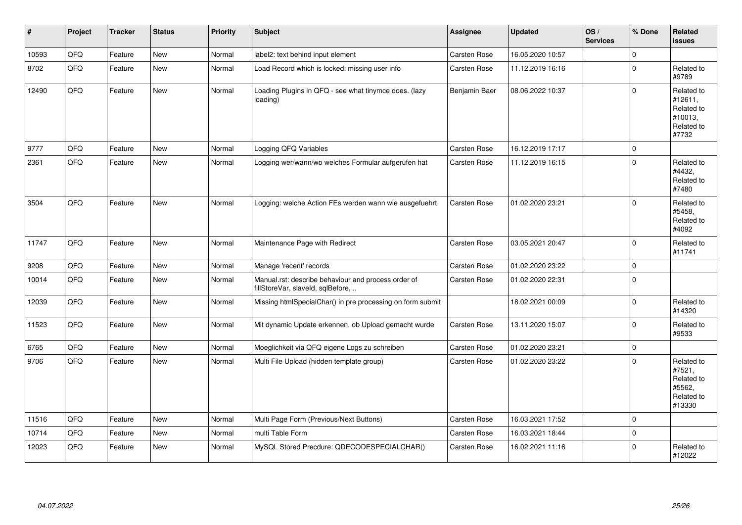| # | Project | Tracker | Status | Priority | Subject | Assignee | Updated | OS / Services | % Done | Related issues |
|---|---|---|---|---|---|---|---|---|---|---|
| 10593 | QFQ | Feature | New | Normal | label2: text behind input element | Carsten Rose | 16.05.2020 10:57 | | 0 | |
| 8702 | QFQ | Feature | New | Normal | Load Record which is locked: missing user info | Carsten Rose | 11.12.2019 16:16 | | 0 | Related to #9789 |
| 12490 | QFQ | Feature | New | Normal | Loading Plugins in QFQ - see what tinymce does. (lazy loading) | Benjamin Baer | 08.06.2022 10:37 | | 0 | Related to #12611, Related to #10013, Related to #7732 |
| 9777 | QFQ | Feature | New | Normal | Logging QFQ Variables | Carsten Rose | 16.12.2019 17:17 | | 0 | |
| 2361 | QFQ | Feature | New | Normal | Logging wer/wann/wo welches Formular aufgerufen hat | Carsten Rose | 11.12.2019 16:15 | | 0 | Related to #4432, Related to #7480 |
| 3504 | QFQ | Feature | New | Normal | Logging: welche Action FEs werden wann wie ausgefuehrt | Carsten Rose | 01.02.2020 23:21 | | 0 | Related to #5458, Related to #4092 |
| 11747 | QFQ | Feature | New | Normal | Maintenance Page with Redirect | Carsten Rose | 03.05.2021 20:47 | | 0 | Related to #11741 |
| 9208 | QFQ | Feature | New | Normal | Manage 'recent' records | Carsten Rose | 01.02.2020 23:22 | | 0 | |
| 10014 | QFQ | Feature | New | Normal | Manual.rst: describe behaviour and process order of fillStoreVar, slaveId, sqlBefore, .. | Carsten Rose | 01.02.2020 22:31 | | 0 | |
| 12039 | QFQ | Feature | New | Normal | Missing htmlSpecialChar() in pre processing on form submit | | 18.02.2021 00:09 | | 0 | Related to #14320 |
| 11523 | QFQ | Feature | New | Normal | Mit dynamic Update erkennen, ob Upload gemacht wurde | Carsten Rose | 13.11.2020 15:07 | | 0 | Related to #9533 |
| 6765 | QFQ | Feature | New | Normal | Moeglichkeit via QFQ eigene Logs zu schreiben | Carsten Rose | 01.02.2020 23:21 | | 0 | |
| 9706 | QFQ | Feature | New | Normal | Multi File Upload (hidden template group) | Carsten Rose | 01.02.2020 23:22 | | 0 | Related to #7521, Related to #5562, Related to #13330 |
| 11516 | QFQ | Feature | New | Normal | Multi Page Form (Previous/Next Buttons) | Carsten Rose | 16.03.2021 17:52 | | 0 | |
| 10714 | QFQ | Feature | New | Normal | multi Table Form | Carsten Rose | 16.03.2021 18:44 | | 0 | |
| 12023 | QFQ | Feature | New | Normal | MySQL Stored Precdure: QDECODESPECIALCHAR() | Carsten Rose | 16.02.2021 11:16 | | 0 | Related to #12022 |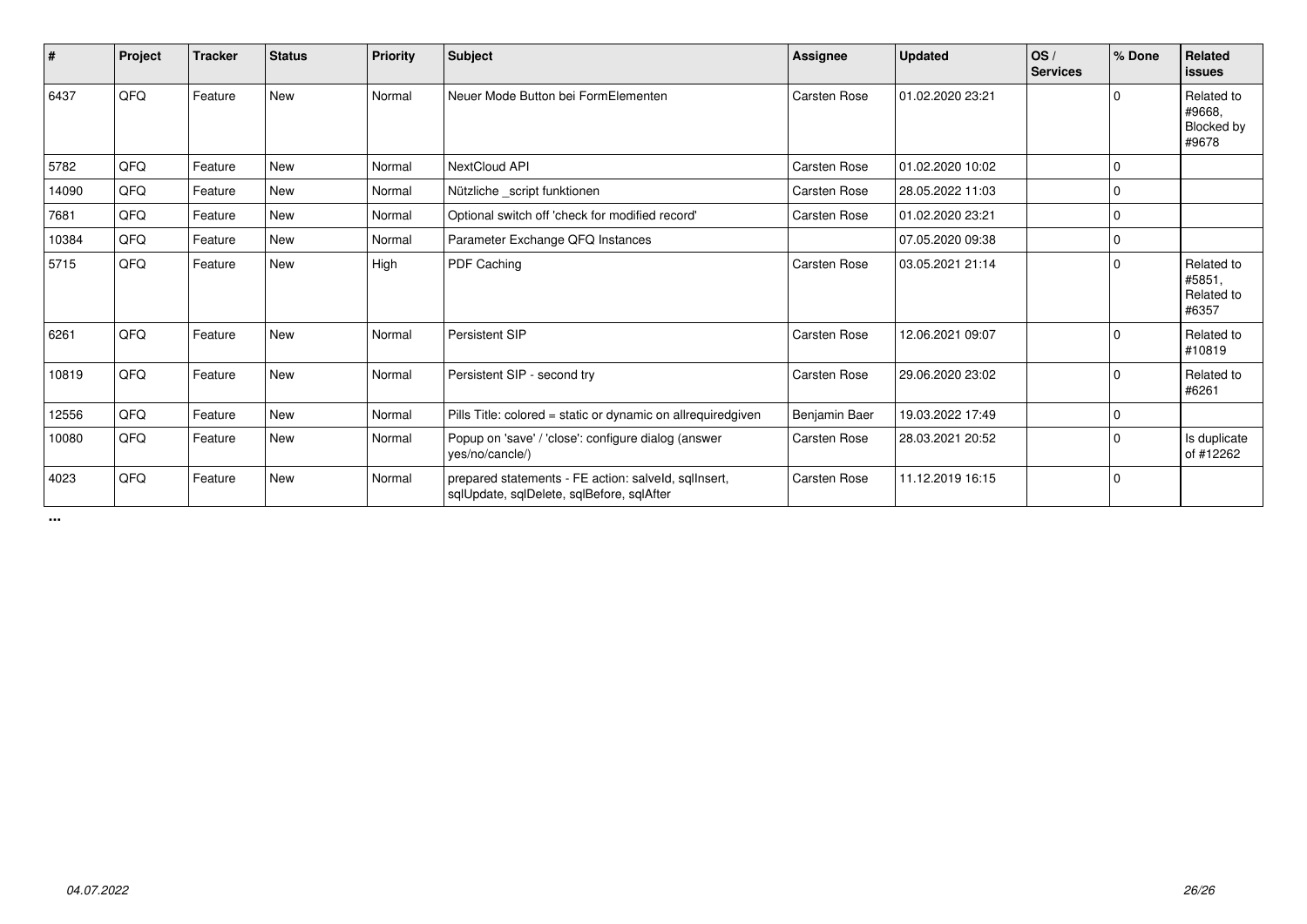| # | Project | Tracker | Status | Priority | Subject | Assignee | Updated | OS / Services | % Done | Related issues |
|---|---|---|---|---|---|---|---|---|---|---|
| 6437 | QFQ | Feature | New | Normal | Neuer Mode Button bei FormElementen | Carsten Rose | 01.02.2020 23:21 | | 0 | Related to #9668, Blocked by #9678 |
| 5782 | QFQ | Feature | New | Normal | NextCloud API | Carsten Rose | 01.02.2020 10:02 | | 0 | |
| 14090 | QFQ | Feature | New | Normal | Nützliche _script funktionen | Carsten Rose | 28.05.2022 11:03 | | 0 | |
| 7681 | QFQ | Feature | New | Normal | Optional switch off 'check for modified record' | Carsten Rose | 01.02.2020 23:21 | | 0 | |
| 10384 | QFQ | Feature | New | Normal | Parameter Exchange QFQ Instances | | 07.05.2020 09:38 | | 0 | |
| 5715 | QFQ | Feature | New | High | PDF Caching | Carsten Rose | 03.05.2021 21:14 | | 0 | Related to #5851, Related to #6357 |
| 6261 | QFQ | Feature | New | Normal | Persistent SIP | Carsten Rose | 12.06.2021 09:07 | | 0 | Related to #10819 |
| 10819 | QFQ | Feature | New | Normal | Persistent SIP - second try | Carsten Rose | 29.06.2020 23:02 | | 0 | Related to #6261 |
| 12556 | QFQ | Feature | New | Normal | Pills Title: colored = static or dynamic on allrequiredgiven | Benjamin Baer | 19.03.2022 17:49 | | 0 | |
| 10080 | QFQ | Feature | New | Normal | Popup on 'save' / 'close': configure dialog (answer yes/no/cancle/) | Carsten Rose | 28.03.2021 20:52 | | 0 | Is duplicate of #12262 |
| 4023 | QFQ | Feature | New | Normal | prepared statements - FE action: salveld, sqlInsert, sqlUpdate, sqlDelete, sqlBefore, sqlAfter | Carsten Rose | 11.12.2019 16:15 | | 0 | |

...

*04.07.2022*